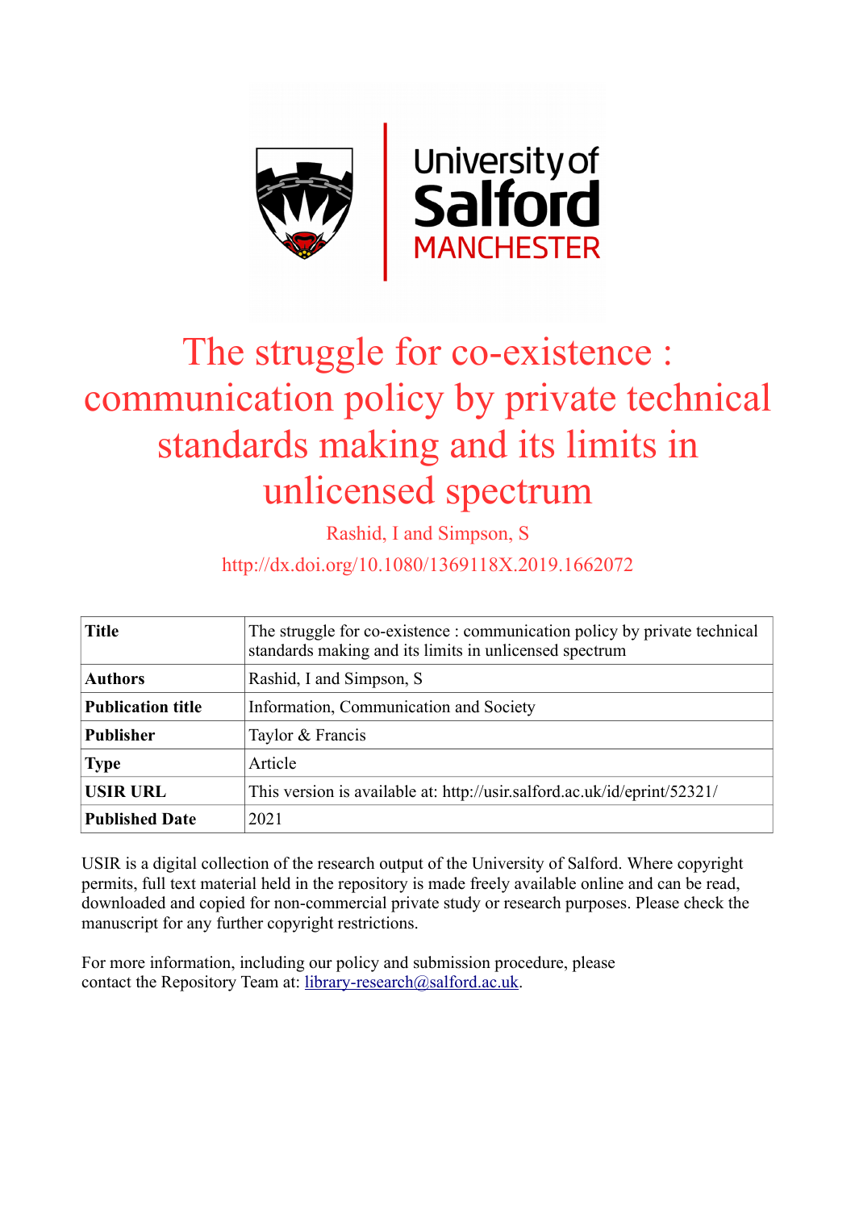# The struggle for co-existence : communication policy by private technical standards making and its limits in unlicensed spectrum

Rashid, I and Simpson, S

http://dx.doi.org/10.1080/1369118X.2019.1662072

| **Title** | The struggle for co-existence : communication policy by private technical standards making and its limits in unlicensed spectrum |
|---|---|
| **Authors** | Rashid, I and Simpson, S |
| **Publication title** | Information, Communication and Society |
| **Publisher** | Taylor & Francis |
| **Type** | Article |
| **USIR URL** | This version is available at: http://usir.salford.ac.uk/id/eprint/52321/ |
| **Published Date** | 2021 |

USIR is a digital collection of the research output of the University of Salford. Where copyright permits, full text material held in the repository is made freely available online and can be read, downloaded and copied for non-commercial private study or research purposes. Please check the manuscript for any further copyright restrictions.

For more information, including our policy and submission procedure, please contact the Repository Team at: library-research@salford.ac.uk.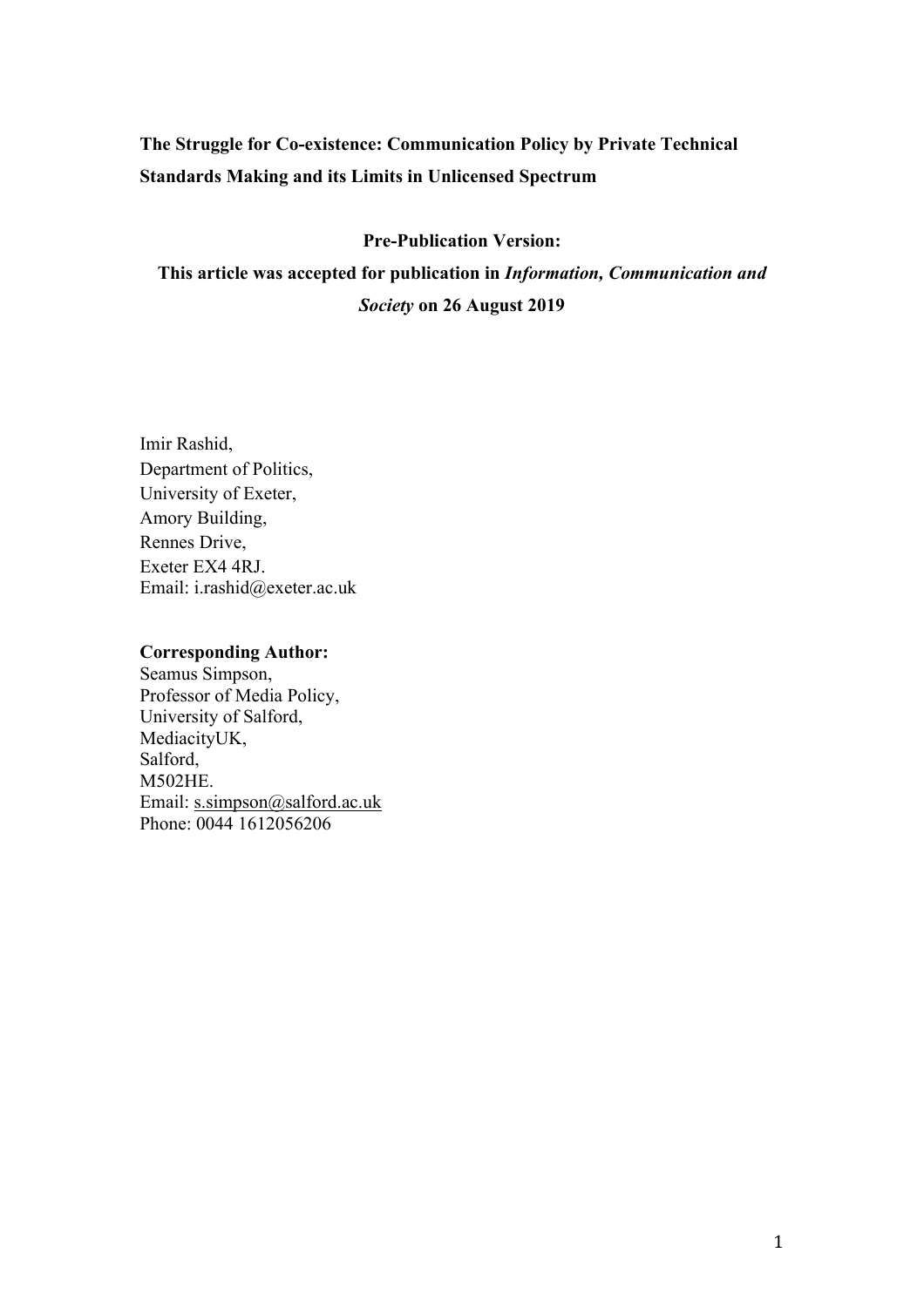**The Struggle for Co-existence: Communication Policy by Private Technical Standards Making and its Limits in Unlicensed Spectrum**

**Pre-Publication Version:**

**This article was accepted for publication in *Information, Communication and Society* on 26 August 2019**

Imir Rashid,
Department of Politics,
University of Exeter,
Amory Building,
Rennes Drive,
Exeter EX4 4RJ.
Email: i.rashid@exeter.ac.uk

**Corresponding Author:**
Seamus Simpson,
Professor of Media Policy,
University of Salford,
MediacityUK,
Salford,
M502HE.
Email: s.simpson@salford.ac.uk
Phone: 0044 1612056206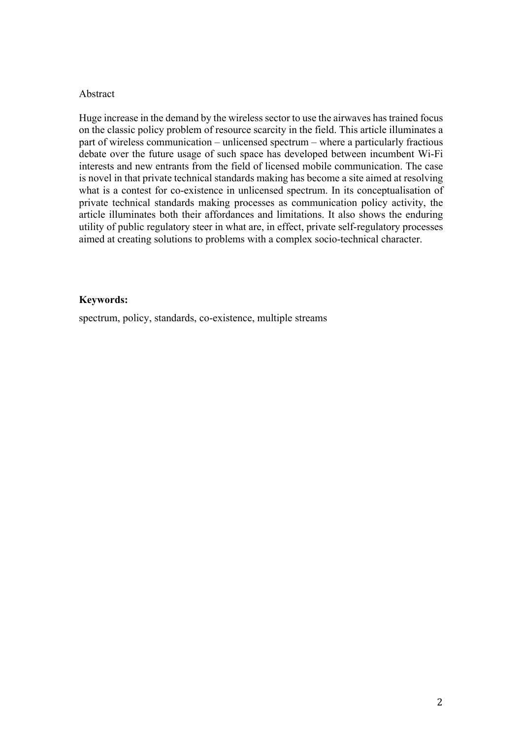Abstract

Huge increase in the demand by the wireless sector to use the airwaves has trained focus on the classic policy problem of resource scarcity in the field. This article illuminates a part of wireless communication – unlicensed spectrum – where a particularly fractious debate over the future usage of such space has developed between incumbent Wi-Fi interests and new entrants from the field of licensed mobile communication. The case is novel in that private technical standards making has become a site aimed at resolving what is a contest for co-existence in unlicensed spectrum. In its conceptualisation of private technical standards making processes as communication policy activity, the article illuminates both their affordances and limitations. It also shows the enduring utility of public regulatory steer in what are, in effect, private self-regulatory processes aimed at creating solutions to problems with a complex socio-technical character.

**Keywords:**

spectrum, policy, standards, co-existence, multiple streams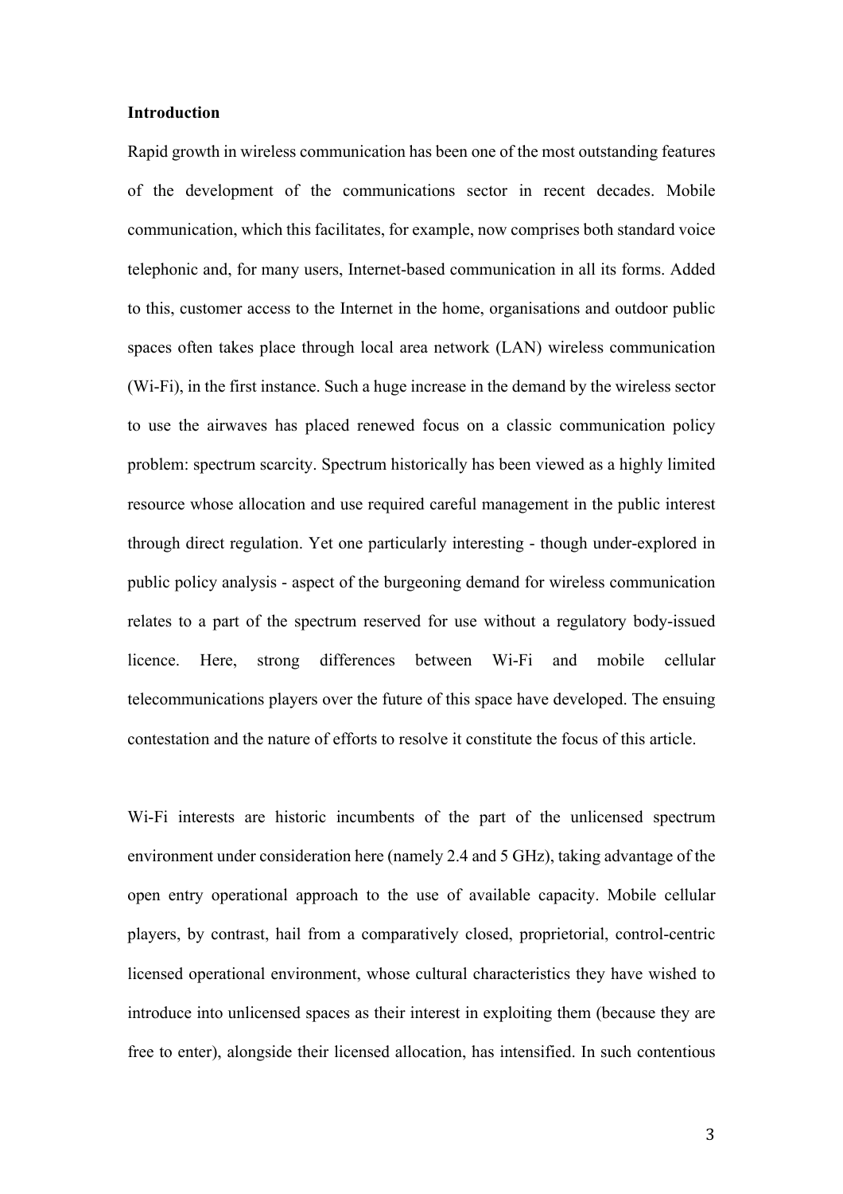## Introduction

Rapid growth in wireless communication has been one of the most outstanding features of the development of the communications sector in recent decades. Mobile communication, which this facilitates, for example, now comprises both standard voice telephonic and, for many users, Internet-based communication in all its forms. Added to this, customer access to the Internet in the home, organisations and outdoor public spaces often takes place through local area network (LAN) wireless communication (Wi-Fi), in the first instance. Such a huge increase in the demand by the wireless sector to use the airwaves has placed renewed focus on a classic communication policy problem: spectrum scarcity. Spectrum historically has been viewed as a highly limited resource whose allocation and use required careful management in the public interest through direct regulation. Yet one particularly interesting - though under-explored in public policy analysis - aspect of the burgeoning demand for wireless communication relates to a part of the spectrum reserved for use without a regulatory body-issued licence. Here, strong differences between Wi-Fi and mobile cellular telecommunications players over the future of this space have developed. The ensuing contestation and the nature of efforts to resolve it constitute the focus of this article.

Wi-Fi interests are historic incumbents of the part of the unlicensed spectrum environment under consideration here (namely 2.4 and 5 GHz), taking advantage of the open entry operational approach to the use of available capacity. Mobile cellular players, by contrast, hail from a comparatively closed, proprietorial, control-centric licensed operational environment, whose cultural characteristics they have wished to introduce into unlicensed spaces as their interest in exploiting them (because they are free to enter), alongside their licensed allocation, has intensified. In such contentious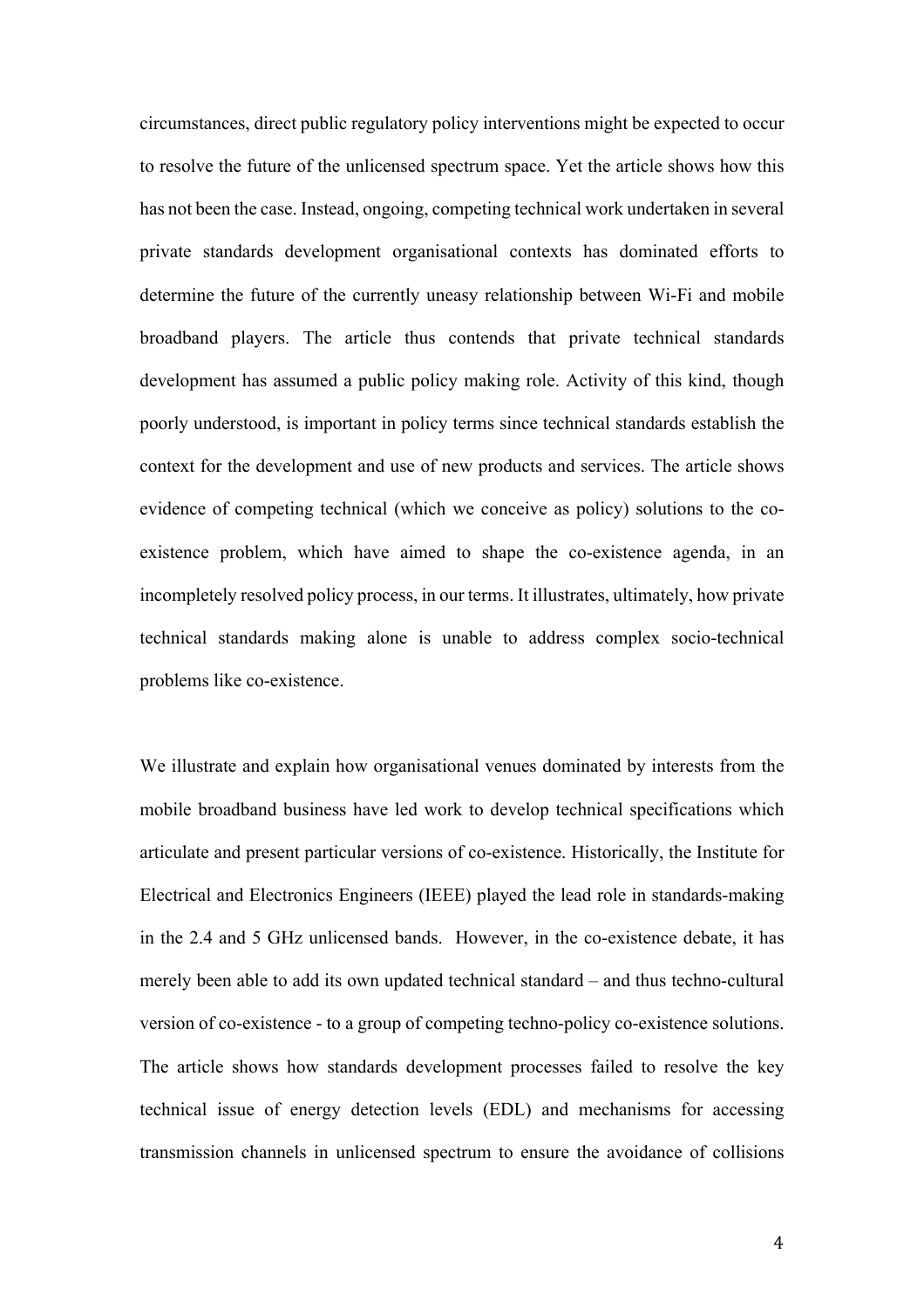circumstances, direct public regulatory policy interventions might be expected to occur to resolve the future of the unlicensed spectrum space. Yet the article shows how this has not been the case. Instead, ongoing, competing technical work undertaken in several private standards development organisational contexts has dominated efforts to determine the future of the currently uneasy relationship between Wi-Fi and mobile broadband players. The article thus contends that private technical standards development has assumed a public policy making role. Activity of this kind, though poorly understood, is important in policy terms since technical standards establish the context for the development and use of new products and services. The article shows evidence of competing technical (which we conceive as policy) solutions to the co-existence problem, which have aimed to shape the co-existence agenda, in an incompletely resolved policy process, in our terms. It illustrates, ultimately, how private technical standards making alone is unable to address complex socio-technical problems like co-existence.

We illustrate and explain how organisational venues dominated by interests from the mobile broadband business have led work to develop technical specifications which articulate and present particular versions of co-existence. Historically, the Institute for Electrical and Electronics Engineers (IEEE) played the lead role in standards-making in the 2.4 and 5 GHz unlicensed bands. However, in the co-existence debate, it has merely been able to add its own updated technical standard – and thus techno-cultural version of co-existence - to a group of competing techno-policy co-existence solutions. The article shows how standards development processes failed to resolve the key technical issue of energy detection levels (EDL) and mechanisms for accessing transmission channels in unlicensed spectrum to ensure the avoidance of collisions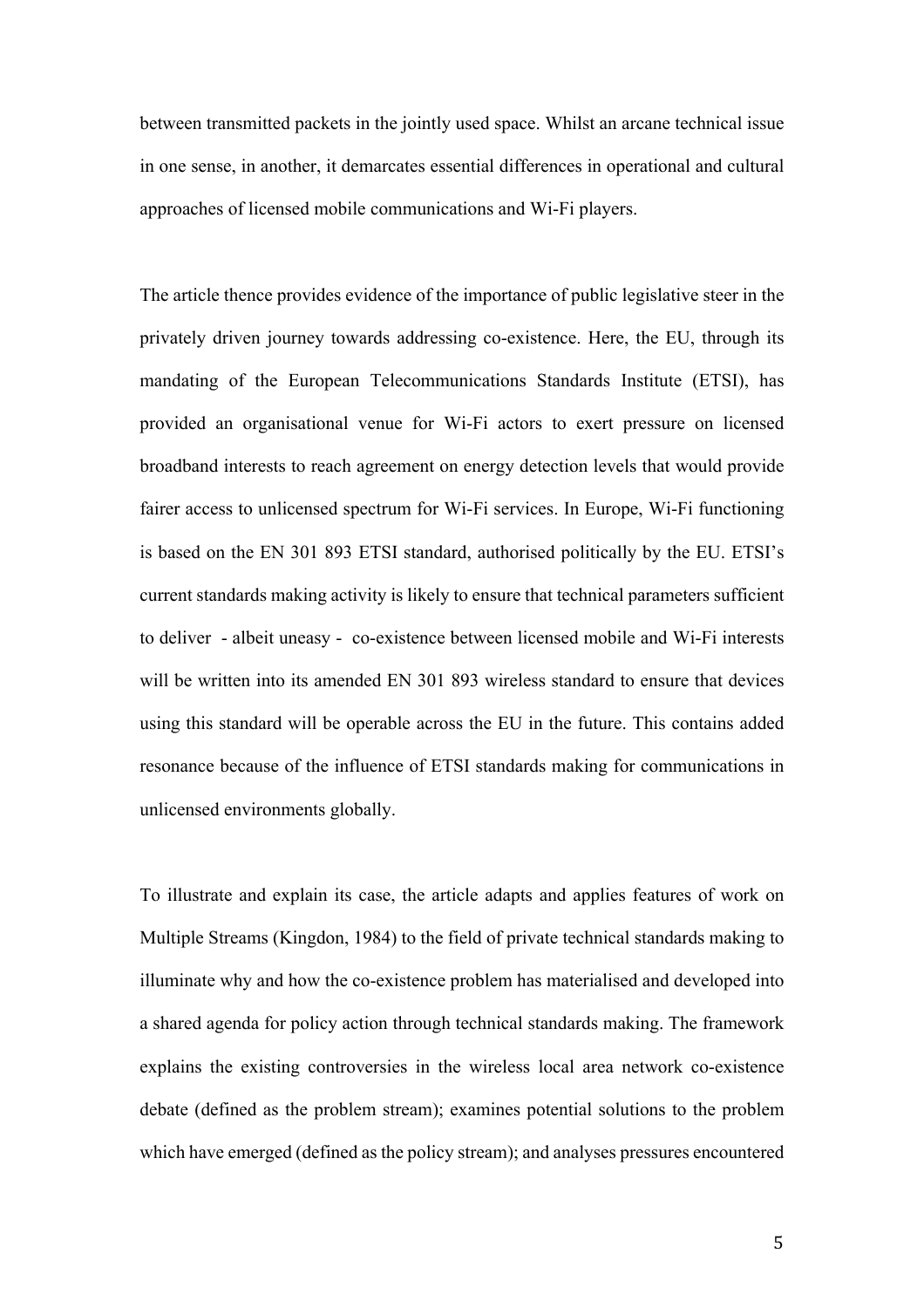between transmitted packets in the jointly used space. Whilst an arcane technical issue in one sense, in another, it demarcates essential differences in operational and cultural approaches of licensed mobile communications and Wi-Fi players.

The article thence provides evidence of the importance of public legislative steer in the privately driven journey towards addressing co-existence. Here, the EU, through its mandating of the European Telecommunications Standards Institute (ETSI), has provided an organisational venue for Wi-Fi actors to exert pressure on licensed broadband interests to reach agreement on energy detection levels that would provide fairer access to unlicensed spectrum for Wi-Fi services. In Europe, Wi-Fi functioning is based on the EN 301 893 ETSI standard, authorised politically by the EU. ETSI's current standards making activity is likely to ensure that technical parameters sufficient to deliver - albeit uneasy - co-existence between licensed mobile and Wi-Fi interests will be written into its amended EN 301 893 wireless standard to ensure that devices using this standard will be operable across the EU in the future. This contains added resonance because of the influence of ETSI standards making for communications in unlicensed environments globally.

To illustrate and explain its case, the article adapts and applies features of work on Multiple Streams (Kingdon, 1984) to the field of private technical standards making to illuminate why and how the co-existence problem has materialised and developed into a shared agenda for policy action through technical standards making. The framework explains the existing controversies in the wireless local area network co-existence debate (defined as the problem stream); examines potential solutions to the problem which have emerged (defined as the policy stream); and analyses pressures encountered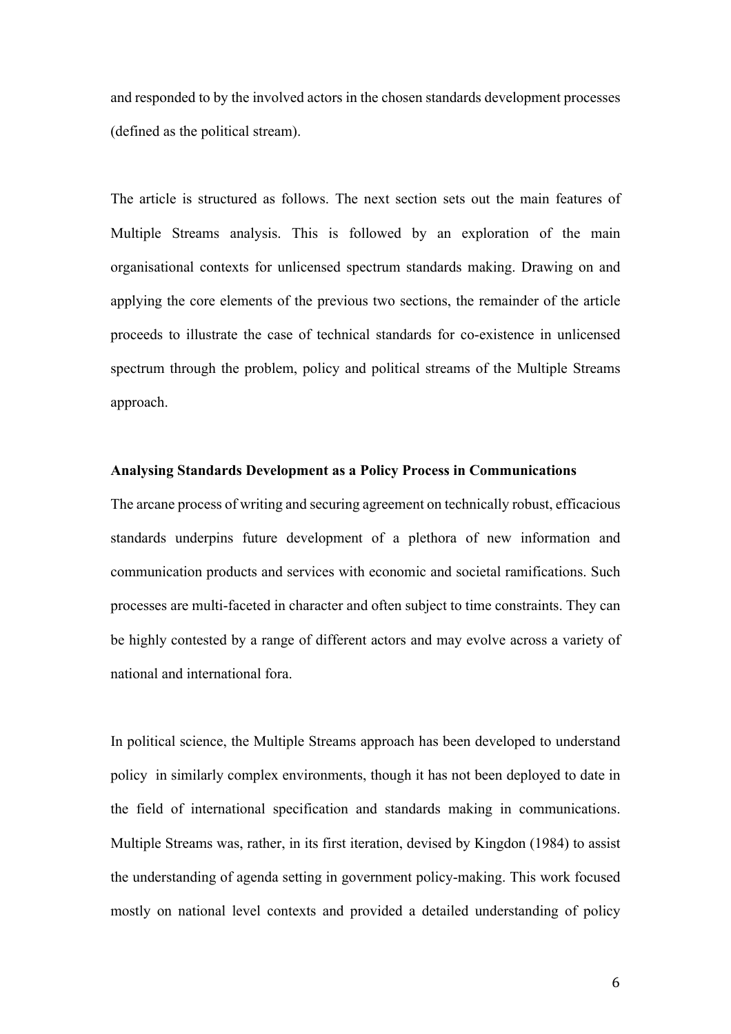and responded to by the involved actors in the chosen standards development processes (defined as the political stream).

The article is structured as follows. The next section sets out the main features of Multiple Streams analysis. This is followed by an exploration of the main organisational contexts for unlicensed spectrum standards making. Drawing on and applying the core elements of the previous two sections, the remainder of the article proceeds to illustrate the case of technical standards for co-existence in unlicensed spectrum through the problem, policy and political streams of the Multiple Streams approach.

## Analysing Standards Development as a Policy Process in Communications

The arcane process of writing and securing agreement on technically robust, efficacious standards underpins future development of a plethora of new information and communication products and services with economic and societal ramifications. Such processes are multi-faceted in character and often subject to time constraints. They can be highly contested by a range of different actors and may evolve across a variety of national and international fora.

In political science, the Multiple Streams approach has been developed to understand policy in similarly complex environments, though it has not been deployed to date in the field of international specification and standards making in communications. Multiple Streams was, rather, in its first iteration, devised by Kingdon (1984) to assist the understanding of agenda setting in government policy-making. This work focused mostly on national level contexts and provided a detailed understanding of policy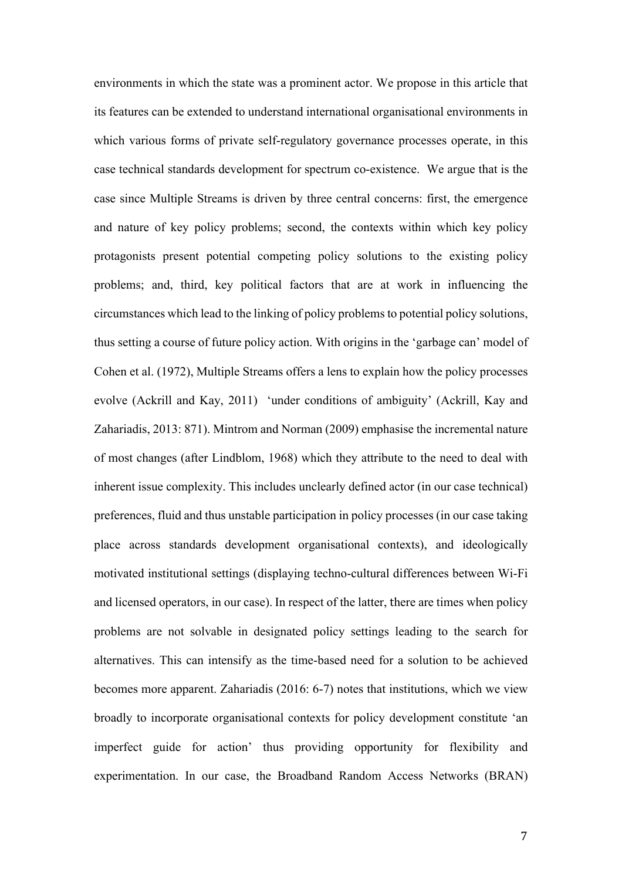environments in which the state was a prominent actor. We propose in this article that its features can be extended to understand international organisational environments in which various forms of private self-regulatory governance processes operate, in this case technical standards development for spectrum co-existence. We argue that is the case since Multiple Streams is driven by three central concerns: first, the emergence and nature of key policy problems; second, the contexts within which key policy protagonists present potential competing policy solutions to the existing policy problems; and, third, key political factors that are at work in influencing the circumstances which lead to the linking of policy problems to potential policy solutions, thus setting a course of future policy action. With origins in the 'garbage can' model of Cohen et al. (1972), Multiple Streams offers a lens to explain how the policy processes evolve (Ackrill and Kay, 2011) 'under conditions of ambiguity' (Ackrill, Kay and Zahariadis, 2013: 871). Mintrom and Norman (2009) emphasise the incremental nature of most changes (after Lindblom, 1968) which they attribute to the need to deal with inherent issue complexity. This includes unclearly defined actor (in our case technical) preferences, fluid and thus unstable participation in policy processes (in our case taking place across standards development organisational contexts), and ideologically motivated institutional settings (displaying techno-cultural differences between Wi-Fi and licensed operators, in our case). In respect of the latter, there are times when policy problems are not solvable in designated policy settings leading to the search for alternatives. This can intensify as the time-based need for a solution to be achieved becomes more apparent. Zahariadis (2016: 6-7) notes that institutions, which we view broadly to incorporate organisational contexts for policy development constitute 'an imperfect guide for action' thus providing opportunity for flexibility and experimentation. In our case, the Broadband Random Access Networks (BRAN)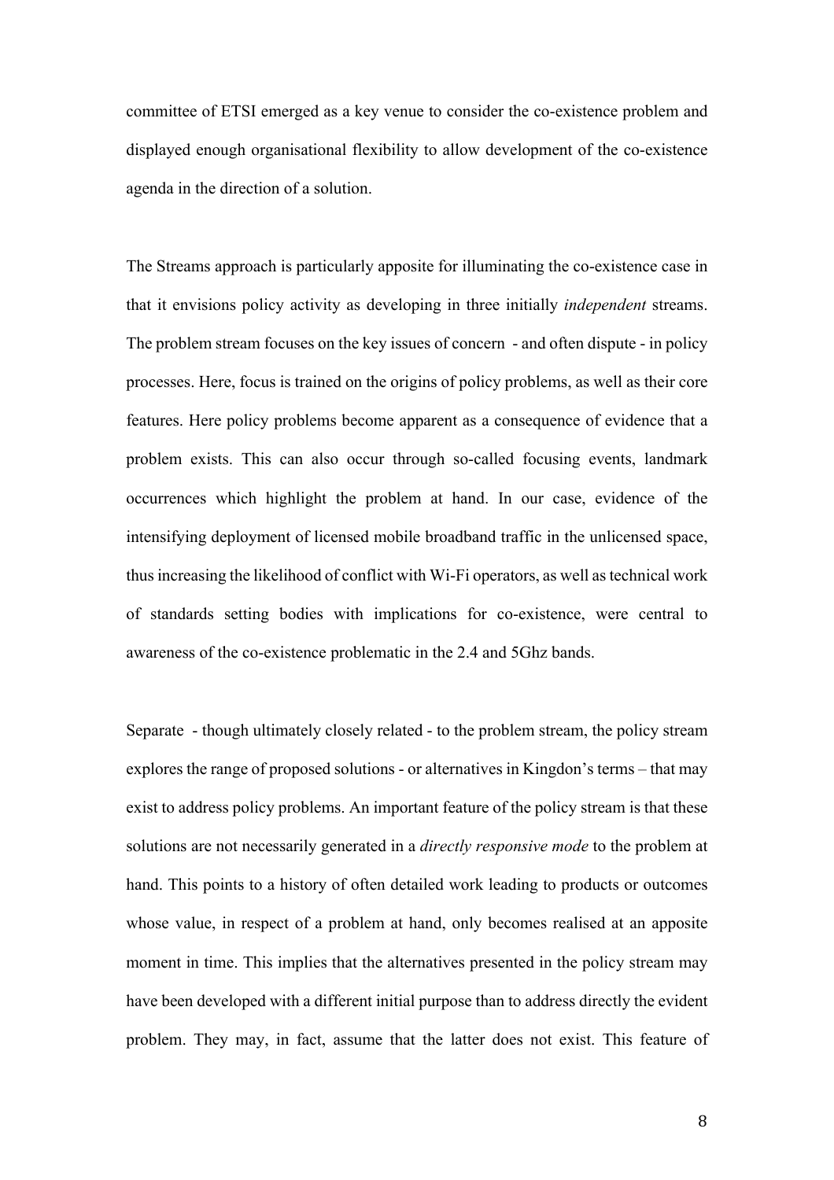committee of ETSI emerged as a key venue to consider the co-existence problem and displayed enough organisational flexibility to allow development of the co-existence agenda in the direction of a solution.

The Streams approach is particularly apposite for illuminating the co-existence case in that it envisions policy activity as developing in three initially *independent* streams. The problem stream focuses on the key issues of concern - and often dispute - in policy processes. Here, focus is trained on the origins of policy problems, as well as their core features. Here policy problems become apparent as a consequence of evidence that a problem exists. This can also occur through so-called focusing events, landmark occurrences which highlight the problem at hand. In our case, evidence of the intensifying deployment of licensed mobile broadband traffic in the unlicensed space, thus increasing the likelihood of conflict with Wi-Fi operators, as well as technical work of standards setting bodies with implications for co-existence, were central to awareness of the co-existence problematic in the 2.4 and 5Ghz bands.

Separate - though ultimately closely related - to the problem stream, the policy stream explores the range of proposed solutions - or alternatives in Kingdon's terms – that may exist to address policy problems. An important feature of the policy stream is that these solutions are not necessarily generated in a *directly responsive mode* to the problem at hand. This points to a history of often detailed work leading to products or outcomes whose value, in respect of a problem at hand, only becomes realised at an apposite moment in time. This implies that the alternatives presented in the policy stream may have been developed with a different initial purpose than to address directly the evident problem. They may, in fact, assume that the latter does not exist. This feature of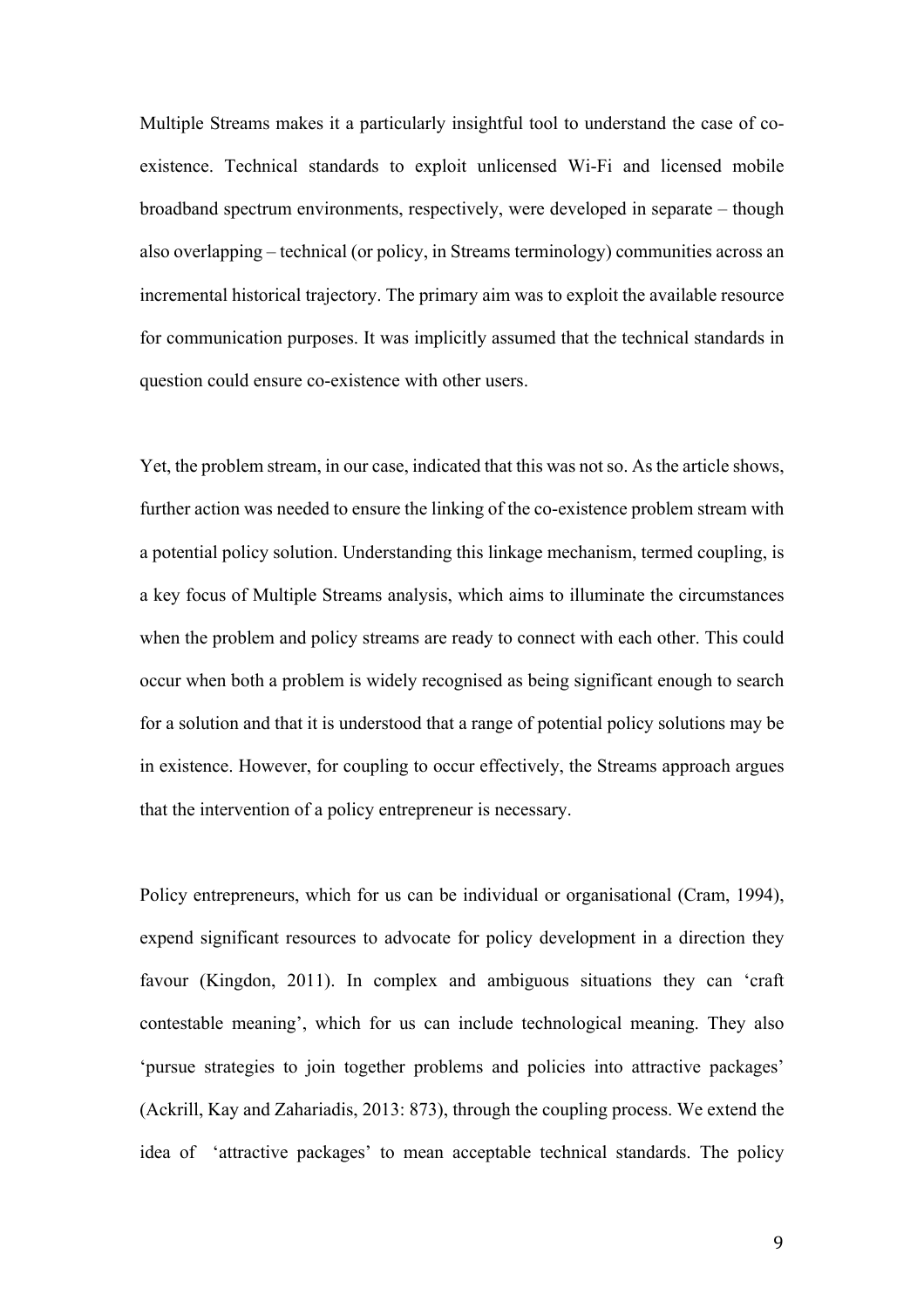Multiple Streams makes it a particularly insightful tool to understand the case of co-existence. Technical standards to exploit unlicensed Wi-Fi and licensed mobile broadband spectrum environments, respectively, were developed in separate – though also overlapping – technical (or policy, in Streams terminology) communities across an incremental historical trajectory. The primary aim was to exploit the available resource for communication purposes. It was implicitly assumed that the technical standards in question could ensure co-existence with other users.

Yet, the problem stream, in our case, indicated that this was not so. As the article shows, further action was needed to ensure the linking of the co-existence problem stream with a potential policy solution. Understanding this linkage mechanism, termed coupling, is a key focus of Multiple Streams analysis, which aims to illuminate the circumstances when the problem and policy streams are ready to connect with each other. This could occur when both a problem is widely recognised as being significant enough to search for a solution and that it is understood that a range of potential policy solutions may be in existence. However, for coupling to occur effectively, the Streams approach argues that the intervention of a policy entrepreneur is necessary.

Policy entrepreneurs, which for us can be individual or organisational (Cram, 1994), expend significant resources to advocate for policy development in a direction they favour (Kingdon, 2011). In complex and ambiguous situations they can 'craft contestable meaning', which for us can include technological meaning. They also 'pursue strategies to join together problems and policies into attractive packages' (Ackrill, Kay and Zahariadis, 2013: 873), through the coupling process. We extend the idea of 'attractive packages' to mean acceptable technical standards. The policy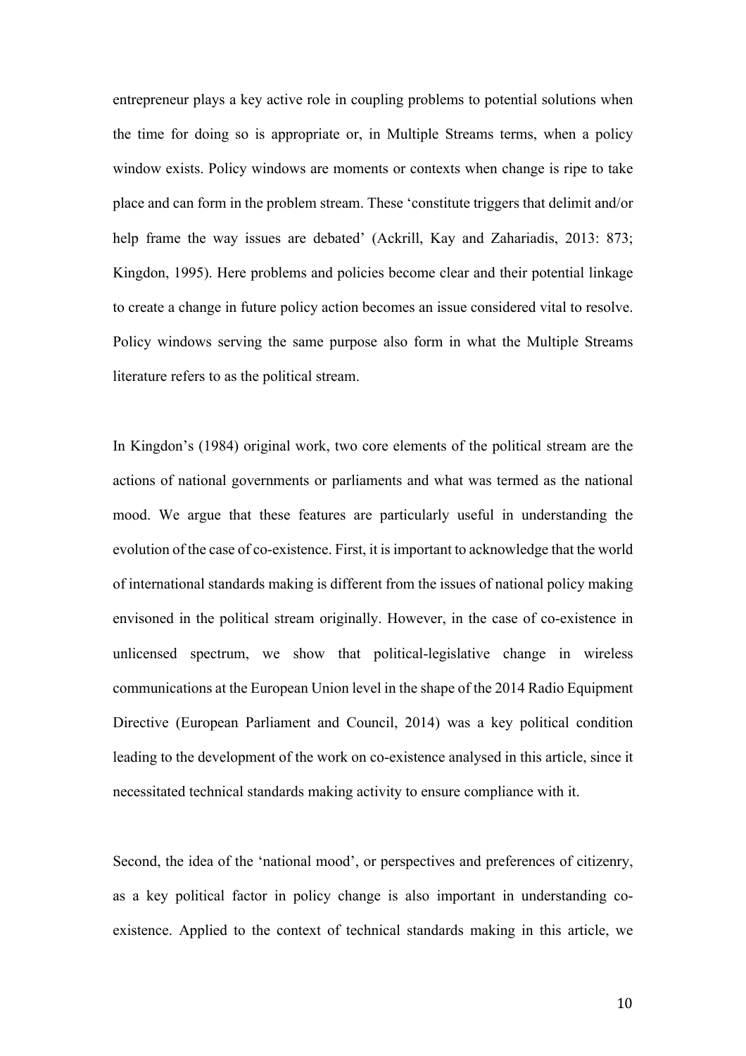entrepreneur plays a key active role in coupling problems to potential solutions when the time for doing so is appropriate or, in Multiple Streams terms, when a policy window exists. Policy windows are moments or contexts when change is ripe to take place and can form in the problem stream. These 'constitute triggers that delimit and/or help frame the way issues are debated' (Ackrill, Kay and Zahariadis, 2013: 873; Kingdon, 1995). Here problems and policies become clear and their potential linkage to create a change in future policy action becomes an issue considered vital to resolve. Policy windows serving the same purpose also form in what the Multiple Streams literature refers to as the political stream.

In Kingdon's (1984) original work, two core elements of the political stream are the actions of national governments or parliaments and what was termed as the national mood. We argue that these features are particularly useful in understanding the evolution of the case of co-existence. First, it is important to acknowledge that the world of international standards making is different from the issues of national policy making envisoned in the political stream originally. However, in the case of co-existence in unlicensed spectrum, we show that political-legislative change in wireless communications at the European Union level in the shape of the 2014 Radio Equipment Directive (European Parliament and Council, 2014) was a key political condition leading to the development of the work on co-existence analysed in this article, since it necessitated technical standards making activity to ensure compliance with it.

Second, the idea of the 'national mood', or perspectives and preferences of citizenry, as a key political factor in policy change is also important in understanding co-existence. Applied to the context of technical standards making in this article, we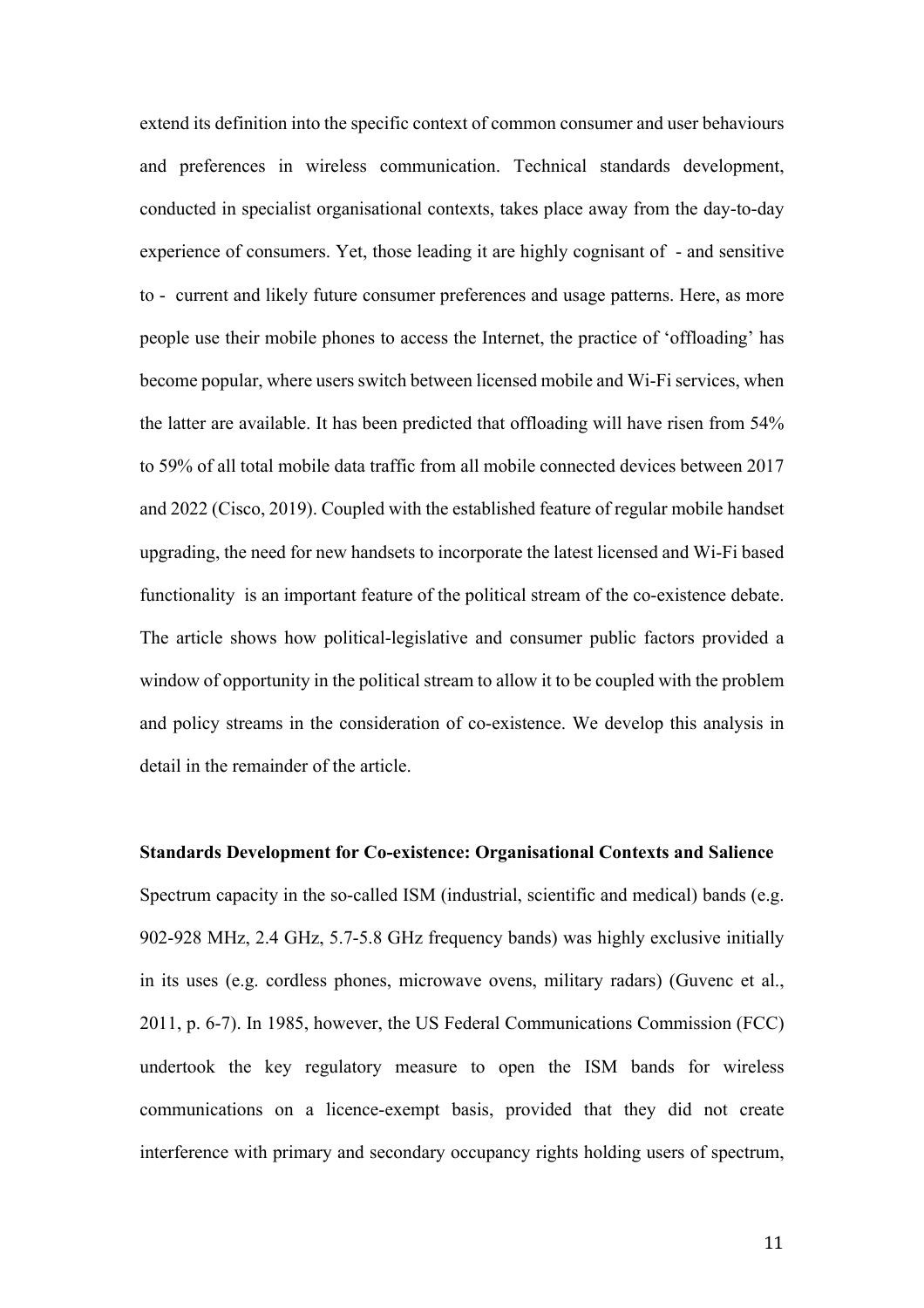extend its definition into the specific context of common consumer and user behaviours and preferences in wireless communication. Technical standards development, conducted in specialist organisational contexts, takes place away from the day-to-day experience of consumers. Yet, those leading it are highly cognisant of - and sensitive to - current and likely future consumer preferences and usage patterns. Here, as more people use their mobile phones to access the Internet, the practice of 'offloading' has become popular, where users switch between licensed mobile and Wi-Fi services, when the latter are available. It has been predicted that offloading will have risen from 54% to 59% of all total mobile data traffic from all mobile connected devices between 2017 and 2022 (Cisco, 2019). Coupled with the established feature of regular mobile handset upgrading, the need for new handsets to incorporate the latest licensed and Wi-Fi based functionality is an important feature of the political stream of the co-existence debate. The article shows how political-legislative and consumer public factors provided a window of opportunity in the political stream to allow it to be coupled with the problem and policy streams in the consideration of co-existence. We develop this analysis in detail in the remainder of the article.

**Standards Development for Co-existence: Organisational Contexts and Salience**

Spectrum capacity in the so-called ISM (industrial, scientific and medical) bands (e.g. 902-928 MHz, 2.4 GHz, 5.7-5.8 GHz frequency bands) was highly exclusive initially in its uses (e.g. cordless phones, microwave ovens, military radars) (Guvenc et al., 2011, p. 6-7). In 1985, however, the US Federal Communications Commission (FCC) undertook the key regulatory measure to open the ISM bands for wireless communications on a licence-exempt basis, provided that they did not create interference with primary and secondary occupancy rights holding users of spectrum,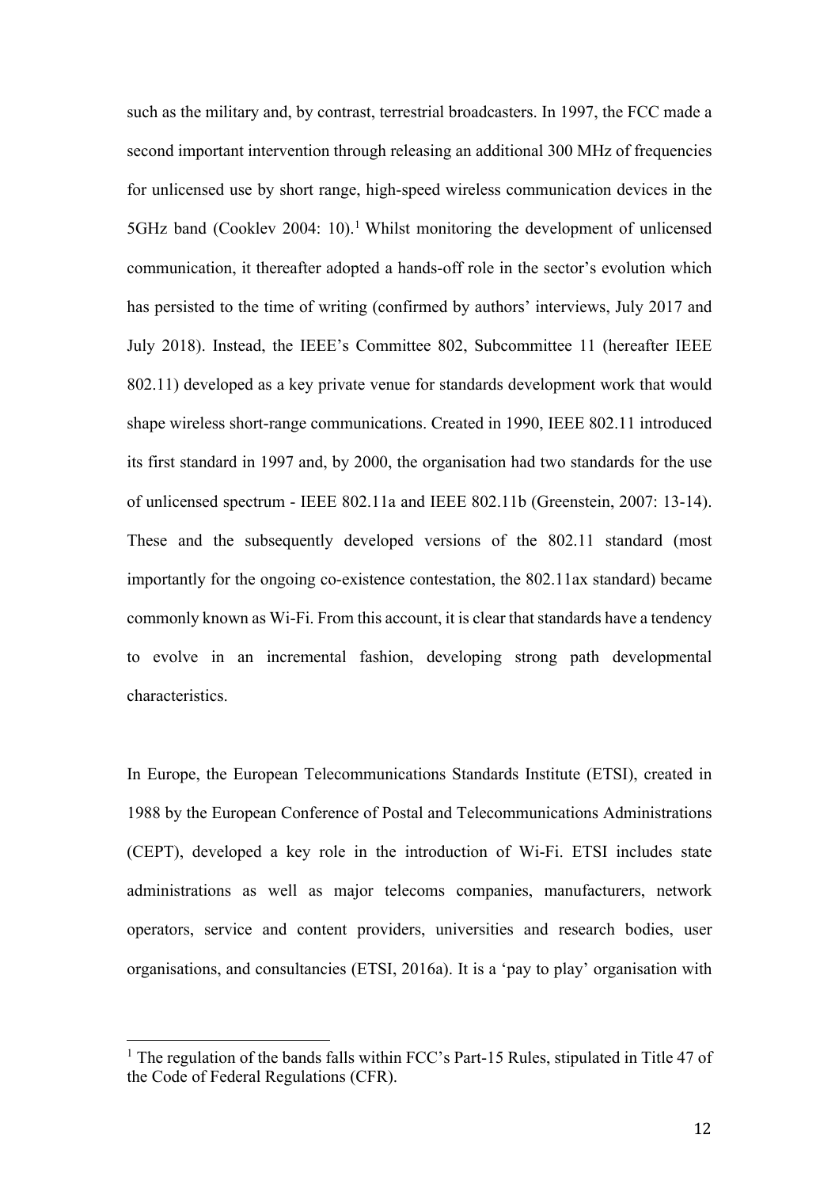such as the military and, by contrast, terrestrial broadcasters. In 1997, the FCC made a second important intervention through releasing an additional 300 MHz of frequencies for unlicensed use by short range, high-speed wireless communication devices in the 5GHz band (Cooklev 2004: 10).[1] Whilst monitoring the development of unlicensed communication, it thereafter adopted a hands-off role in the sector's evolution which has persisted to the time of writing (confirmed by authors' interviews, July 2017 and July 2018). Instead, the IEEE's Committee 802, Subcommittee 11 (hereafter IEEE 802.11) developed as a key private venue for standards development work that would shape wireless short-range communications. Created in 1990, IEEE 802.11 introduced its first standard in 1997 and, by 2000, the organisation had two standards for the use of unlicensed spectrum - IEEE 802.11a and IEEE 802.11b (Greenstein, 2007: 13-14). These and the subsequently developed versions of the 802.11 standard (most importantly for the ongoing co-existence contestation, the 802.11ax standard) became commonly known as Wi-Fi. From this account, it is clear that standards have a tendency to evolve in an incremental fashion, developing strong path developmental characteristics.

In Europe, the European Telecommunications Standards Institute (ETSI), created in 1988 by the European Conference of Postal and Telecommunications Administrations (CEPT), developed a key role in the introduction of Wi-Fi. ETSI includes state administrations as well as major telecoms companies, manufacturers, network operators, service and content providers, universities and research bodies, user organisations, and consultancies (ETSI, 2016a). It is a 'pay to play' organisation with

[1] The regulation of the bands falls within FCC's Part-15 Rules, stipulated in Title 47 of the Code of Federal Regulations (CFR).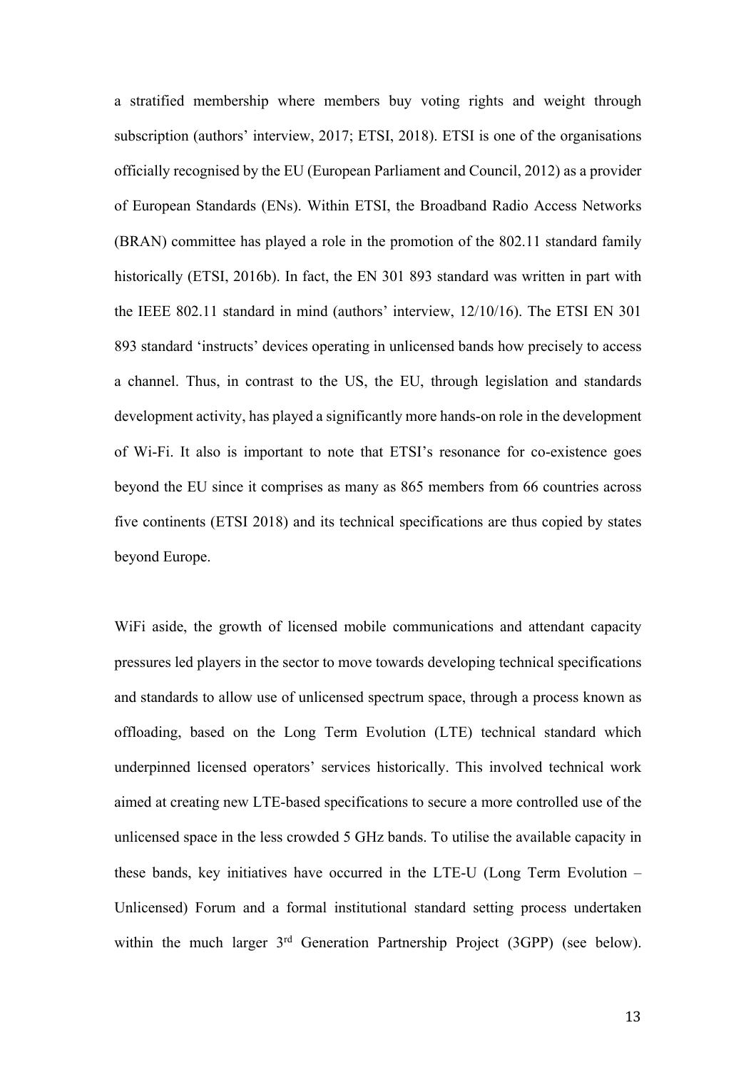a stratified membership where members buy voting rights and weight through subscription (authors' interview, 2017; ETSI, 2018). ETSI is one of the organisations officially recognised by the EU (European Parliament and Council, 2012) as a provider of European Standards (ENs). Within ETSI, the Broadband Radio Access Networks (BRAN) committee has played a role in the promotion of the 802.11 standard family historically (ETSI, 2016b). In fact, the EN 301 893 standard was written in part with the IEEE 802.11 standard in mind (authors' interview, 12/10/16). The ETSI EN 301 893 standard 'instructs' devices operating in unlicensed bands how precisely to access a channel. Thus, in contrast to the US, the EU, through legislation and standards development activity, has played a significantly more hands-on role in the development of Wi-Fi. It also is important to note that ETSI's resonance for co-existence goes beyond the EU since it comprises as many as 865 members from 66 countries across five continents (ETSI 2018) and its technical specifications are thus copied by states beyond Europe.

WiFi aside, the growth of licensed mobile communications and attendant capacity pressures led players in the sector to move towards developing technical specifications and standards to allow use of unlicensed spectrum space, through a process known as offloading, based on the Long Term Evolution (LTE) technical standard which underpinned licensed operators' services historically. This involved technical work aimed at creating new LTE-based specifications to secure a more controlled use of the unlicensed space in the less crowded 5 GHz bands. To utilise the available capacity in these bands, key initiatives have occurred in the LTE-U (Long Term Evolution – Unlicensed) Forum and a formal institutional standard setting process undertaken within the much larger 3rd Generation Partnership Project (3GPP) (see below).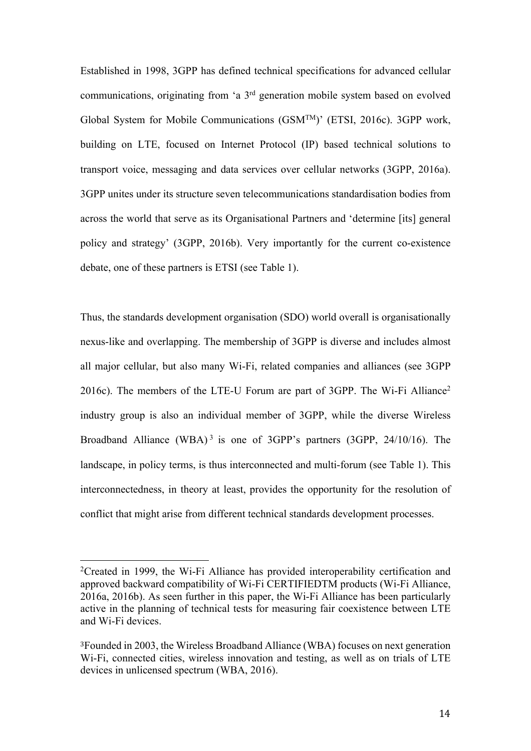Established in 1998, 3GPP has defined technical specifications for advanced cellular communications, originating from 'a 3rd generation mobile system based on evolved Global System for Mobile Communications (GSMTM)' (ETSI, 2016c). 3GPP work, building on LTE, focused on Internet Protocol (IP) based technical solutions to transport voice, messaging and data services over cellular networks (3GPP, 2016a). 3GPP unites under its structure seven telecommunications standardisation bodies from across the world that serve as its Organisational Partners and 'determine [its] general policy and strategy' (3GPP, 2016b). Very importantly for the current co-existence debate, one of these partners is ETSI (see Table 1).

Thus, the standards development organisation (SDO) world overall is organisationally nexus-like and overlapping. The membership of 3GPP is diverse and includes almost all major cellular, but also many Wi-Fi, related companies and alliances (see 3GPP 2016c). The members of the LTE-U Forum are part of 3GPP. The Wi-Fi Alliance[2] industry group is also an individual member of 3GPP, while the diverse Wireless Broadband Alliance (WBA)[3] is one of 3GPP's partners (3GPP, 24/10/16). The landscape, in policy terms, is thus interconnected and multi-forum (see Table 1). This interconnectedness, in theory at least, provides the opportunity for the resolution of conflict that might arise from different technical standards development processes.

---

[2] Created in 1999, the Wi-Fi Alliance has provided interoperability certification and approved backward compatibility of Wi-Fi CERTIFIEDTM products (Wi-Fi Alliance, 2016a, 2016b). As seen further in this paper, the Wi-Fi Alliance has been particularly active in the planning of technical tests for measuring fair coexistence between LTE and Wi-Fi devices.

[3] Founded in 2003, the Wireless Broadband Alliance (WBA) focuses on next generation Wi-Fi, connected cities, wireless innovation and testing, as well as on trials of LTE devices in unlicensed spectrum (WBA, 2016).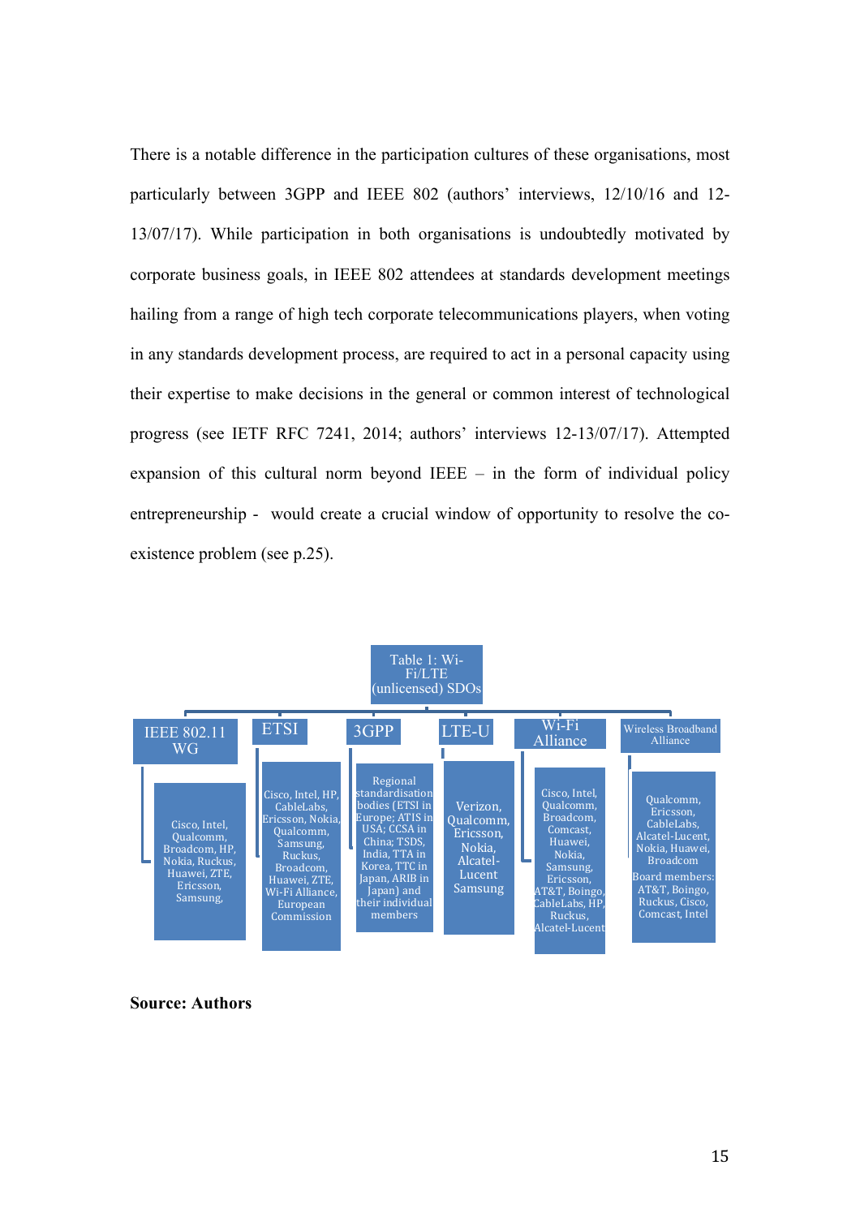There is a notable difference in the participation cultures of these organisations, most particularly between 3GPP and IEEE 802 (authors' interviews, 12/10/16 and 12-13/07/17). While participation in both organisations is undoubtedly motivated by corporate business goals, in IEEE 802 attendees at standards development meetings hailing from a range of high tech corporate telecommunications players, when voting in any standards development process, are required to act in a personal capacity using their expertise to make decisions in the general or common interest of technological progress (see IETF RFC 7241, 2014; authors' interviews 12-13/07/17). Attempted expansion of this cultural norm beyond IEEE – in the form of individual policy entrepreneurship - would create a crucial window of opportunity to resolve the co-existence problem (see p.25).

Table 1: Wi-Fi/LTE (unlicensed) SDOs

| IEEE 802.11 WG | ETSI | 3GPP | LTE-U | Wi-Fi Alliance | Wireless Broadband Alliance |
|---|---|---|---|---|---|
| Cisco, Intel, Qualcomm, Broadcom, HP, Nokia, Ruckus, Huawei, ZTE, Ericsson, Samsung, | Cisco, Intel, HP, CableLabs, Ericsson, Nokia, Qualcomm, Samsung, Ruckus, Broadcom, Huawei, ZTE, Wi-Fi Alliance, European Commission | Regional standardisation bodies (ETSI in Europe; ATIS in USA; CCSA in China; TSDS, India, TTA in Korea, TTC in Japan, ARIB in Japan) and their individual members | Verizon, Qualcomm, Ericsson, Nokia, Alcatel-Lucent Samsung | Cisco, Intel, Qualcomm, Broadcom, Comcast, Huawei, Nokia, Samsung, Ericsson, AT&T, Boingo, CableLabs, HP, Ruckus, Alcatel-Lucent | Qualcomm, Ericsson, CableLabs, Alcatel-Lucent, Nokia, Huawei, Broadcom<br>Board members: AT&T, Boingo, Ruckus, Cisco, Comcast, Intel |

**Source: Authors**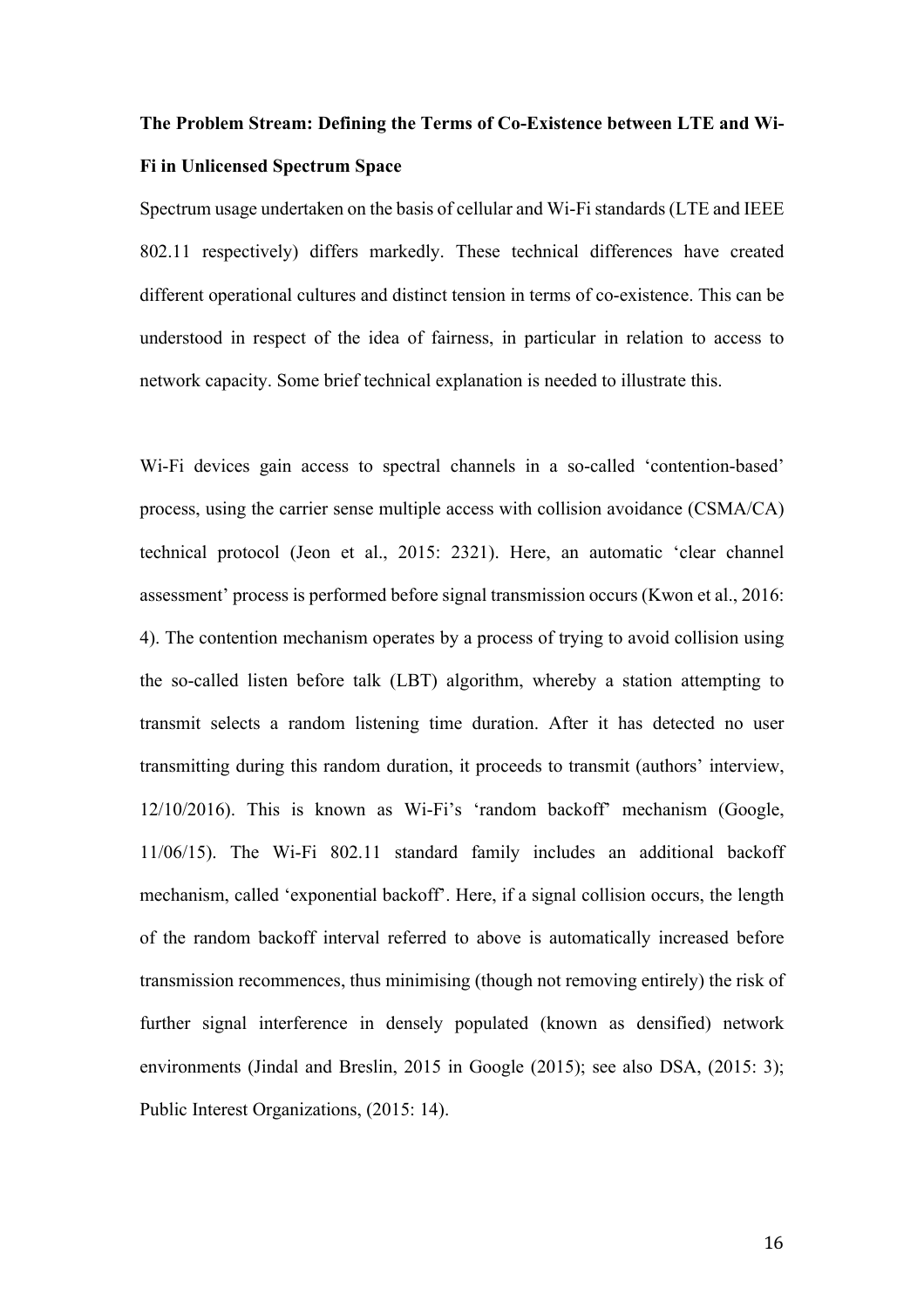**The Problem Stream: Defining the Terms of Co-Existence between LTE and Wi-Fi in Unlicensed Spectrum Space**

Spectrum usage undertaken on the basis of cellular and Wi-Fi standards (LTE and IEEE 802.11 respectively) differs markedly. These technical differences have created different operational cultures and distinct tension in terms of co-existence. This can be understood in respect of the idea of fairness, in particular in relation to access to network capacity. Some brief technical explanation is needed to illustrate this.

Wi-Fi devices gain access to spectral channels in a so-called 'contention-based' process, using the carrier sense multiple access with collision avoidance (CSMA/CA) technical protocol (Jeon et al., 2015: 2321). Here, an automatic 'clear channel assessment' process is performed before signal transmission occurs (Kwon et al., 2016: 4). The contention mechanism operates by a process of trying to avoid collision using the so-called listen before talk (LBT) algorithm, whereby a station attempting to transmit selects a random listening time duration. After it has detected no user transmitting during this random duration, it proceeds to transmit (authors' interview, 12/10/2016). This is known as Wi-Fi's 'random backoff' mechanism (Google, 11/06/15). The Wi-Fi 802.11 standard family includes an additional backoff mechanism, called 'exponential backoff'. Here, if a signal collision occurs, the length of the random backoff interval referred to above is automatically increased before transmission recommences, thus minimising (though not removing entirely) the risk of further signal interference in densely populated (known as densified) network environments (Jindal and Breslin, 2015 in Google (2015); see also DSA, (2015: 3); Public Interest Organizations, (2015: 14).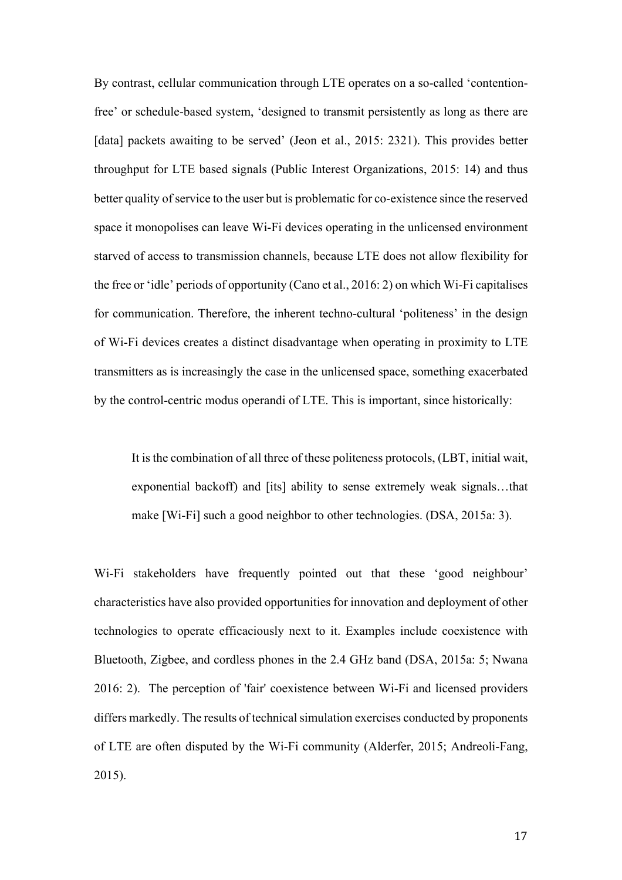By contrast, cellular communication through LTE operates on a so-called 'contention-free' or schedule-based system, 'designed to transmit persistently as long as there are [data] packets awaiting to be served' (Jeon et al., 2015: 2321). This provides better throughput for LTE based signals (Public Interest Organizations, 2015: 14) and thus better quality of service to the user but is problematic for co-existence since the reserved space it monopolises can leave Wi-Fi devices operating in the unlicensed environment starved of access to transmission channels, because LTE does not allow flexibility for the free or 'idle' periods of opportunity (Cano et al., 2016: 2) on which Wi-Fi capitalises for communication. Therefore, the inherent techno-cultural 'politeness' in the design of Wi-Fi devices creates a distinct disadvantage when operating in proximity to LTE transmitters as is increasingly the case in the unlicensed space, something exacerbated by the control-centric modus operandi of LTE. This is important, since historically:

> It is the combination of all three of these politeness protocols, (LBT, initial wait, exponential backoff) and [its] ability to sense extremely weak signals…that make [Wi-Fi] such a good neighbor to other technologies. (DSA, 2015a: 3).

Wi-Fi stakeholders have frequently pointed out that these 'good neighbour' characteristics have also provided opportunities for innovation and deployment of other technologies to operate efficaciously next to it. Examples include coexistence with Bluetooth, Zigbee, and cordless phones in the 2.4 GHz band (DSA, 2015a: 5; Nwana 2016: 2). The perception of 'fair' coexistence between Wi-Fi and licensed providers differs markedly. The results of technical simulation exercises conducted by proponents of LTE are often disputed by the Wi-Fi community (Alderfer, 2015; Andreoli-Fang, 2015).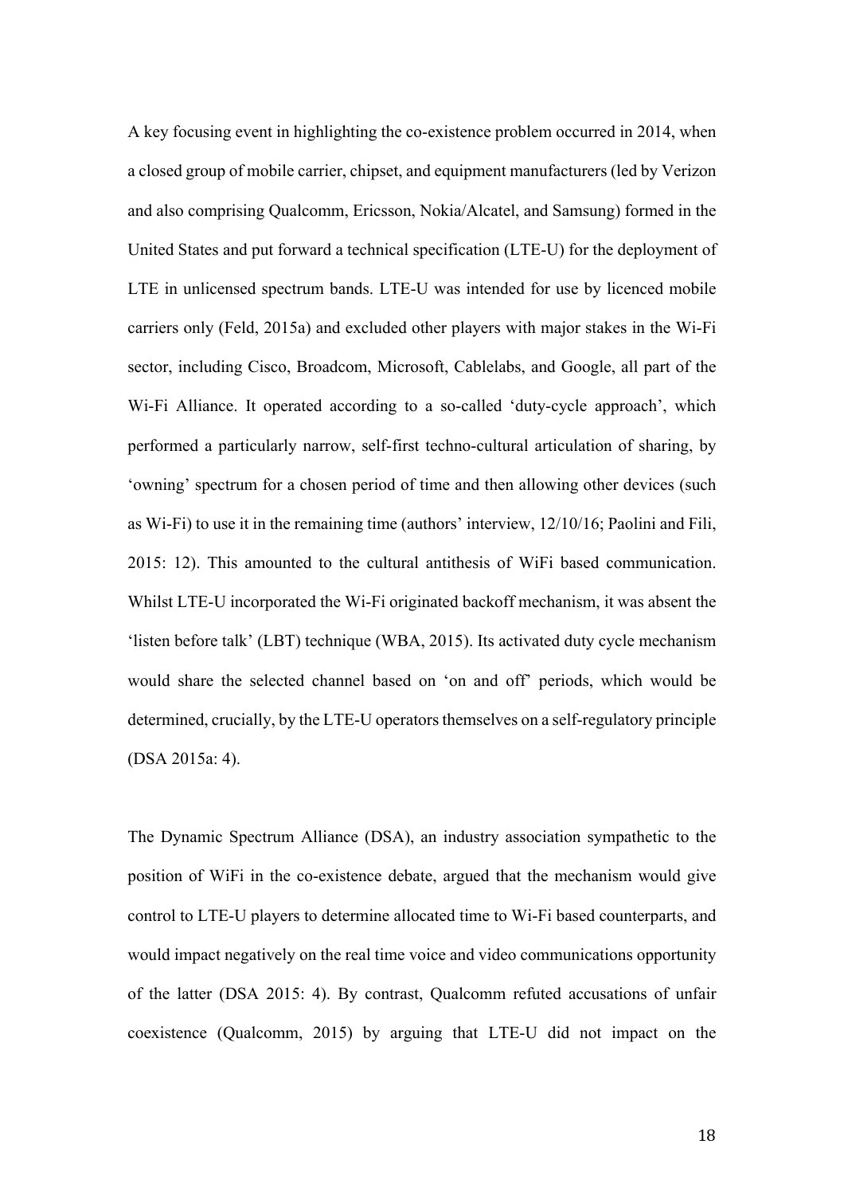A key focusing event in highlighting the co-existence problem occurred in 2014, when a closed group of mobile carrier, chipset, and equipment manufacturers (led by Verizon and also comprising Qualcomm, Ericsson, Nokia/Alcatel, and Samsung) formed in the United States and put forward a technical specification (LTE-U) for the deployment of LTE in unlicensed spectrum bands. LTE-U was intended for use by licenced mobile carriers only (Feld, 2015a) and excluded other players with major stakes in the Wi-Fi sector, including Cisco, Broadcom, Microsoft, Cablelabs, and Google, all part of the Wi-Fi Alliance. It operated according to a so-called 'duty-cycle approach', which performed a particularly narrow, self-first techno-cultural articulation of sharing, by 'owning' spectrum for a chosen period of time and then allowing other devices (such as Wi-Fi) to use it in the remaining time (authors' interview, 12/10/16; Paolini and Fili, 2015: 12). This amounted to the cultural antithesis of WiFi based communication. Whilst LTE-U incorporated the Wi-Fi originated backoff mechanism, it was absent the 'listen before talk' (LBT) technique (WBA, 2015). Its activated duty cycle mechanism would share the selected channel based on 'on and off' periods, which would be determined, crucially, by the LTE-U operators themselves on a self-regulatory principle (DSA 2015a: 4).

The Dynamic Spectrum Alliance (DSA), an industry association sympathetic to the position of WiFi in the co-existence debate, argued that the mechanism would give control to LTE-U players to determine allocated time to Wi-Fi based counterparts, and would impact negatively on the real time voice and video communications opportunity of the latter (DSA 2015: 4). By contrast, Qualcomm refuted accusations of unfair coexistence (Qualcomm, 2015) by arguing that LTE-U did not impact on the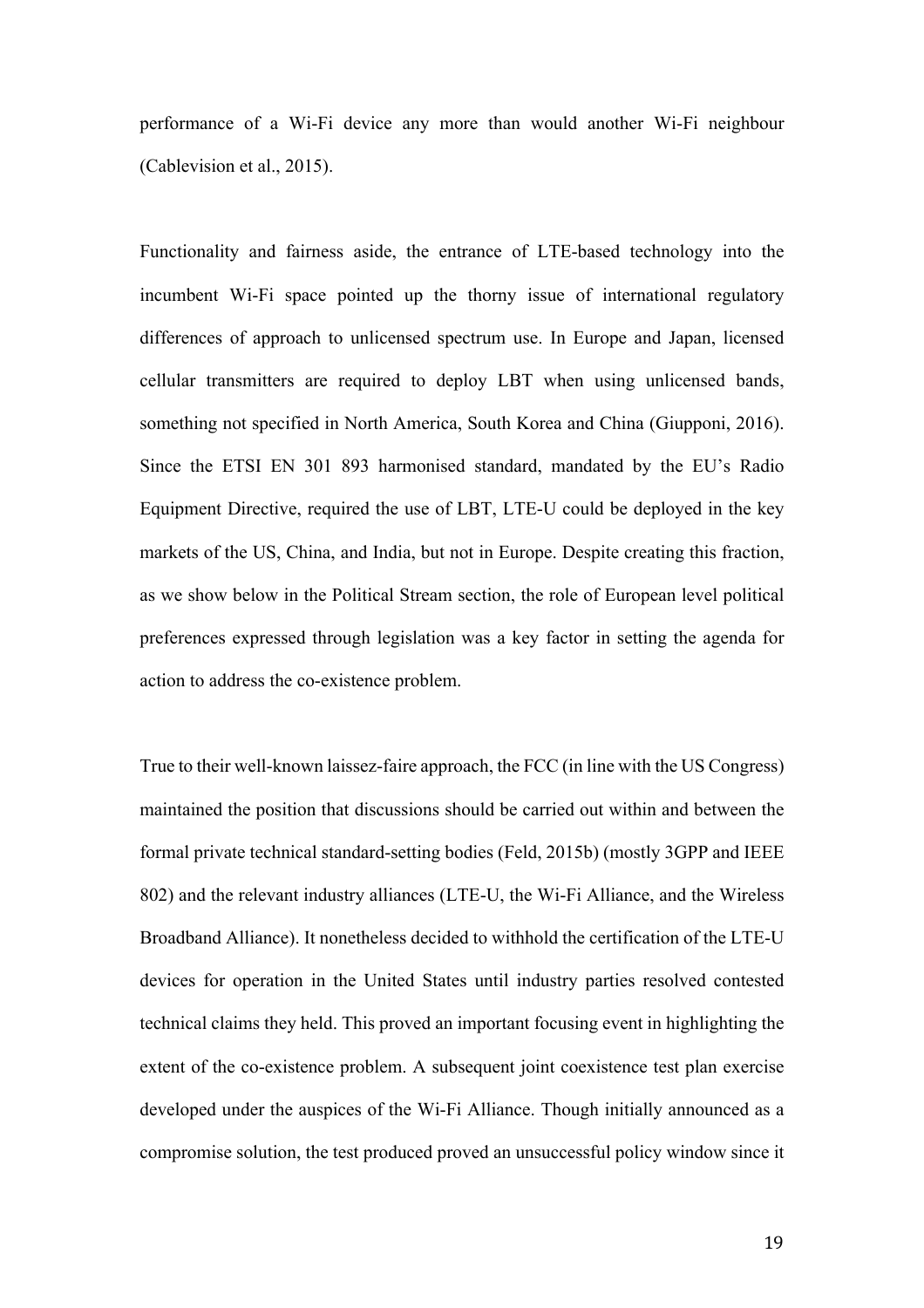performance of a Wi-Fi device any more than would another Wi-Fi neighbour (Cablevision et al., 2015).

Functionality and fairness aside, the entrance of LTE-based technology into the incumbent Wi-Fi space pointed up the thorny issue of international regulatory differences of approach to unlicensed spectrum use. In Europe and Japan, licensed cellular transmitters are required to deploy LBT when using unlicensed bands, something not specified in North America, South Korea and China (Giupponi, 2016). Since the ETSI EN 301 893 harmonised standard, mandated by the EU's Radio Equipment Directive, required the use of LBT, LTE-U could be deployed in the key markets of the US, China, and India, but not in Europe. Despite creating this fraction, as we show below in the Political Stream section, the role of European level political preferences expressed through legislation was a key factor in setting the agenda for action to address the co-existence problem.

True to their well-known laissez-faire approach, the FCC (in line with the US Congress) maintained the position that discussions should be carried out within and between the formal private technical standard-setting bodies (Feld, 2015b) (mostly 3GPP and IEEE 802) and the relevant industry alliances (LTE-U, the Wi-Fi Alliance, and the Wireless Broadband Alliance). It nonetheless decided to withhold the certification of the LTE-U devices for operation in the United States until industry parties resolved contested technical claims they held. This proved an important focusing event in highlighting the extent of the co-existence problem. A subsequent joint coexistence test plan exercise developed under the auspices of the Wi-Fi Alliance. Though initially announced as a compromise solution, the test produced proved an unsuccessful policy window since it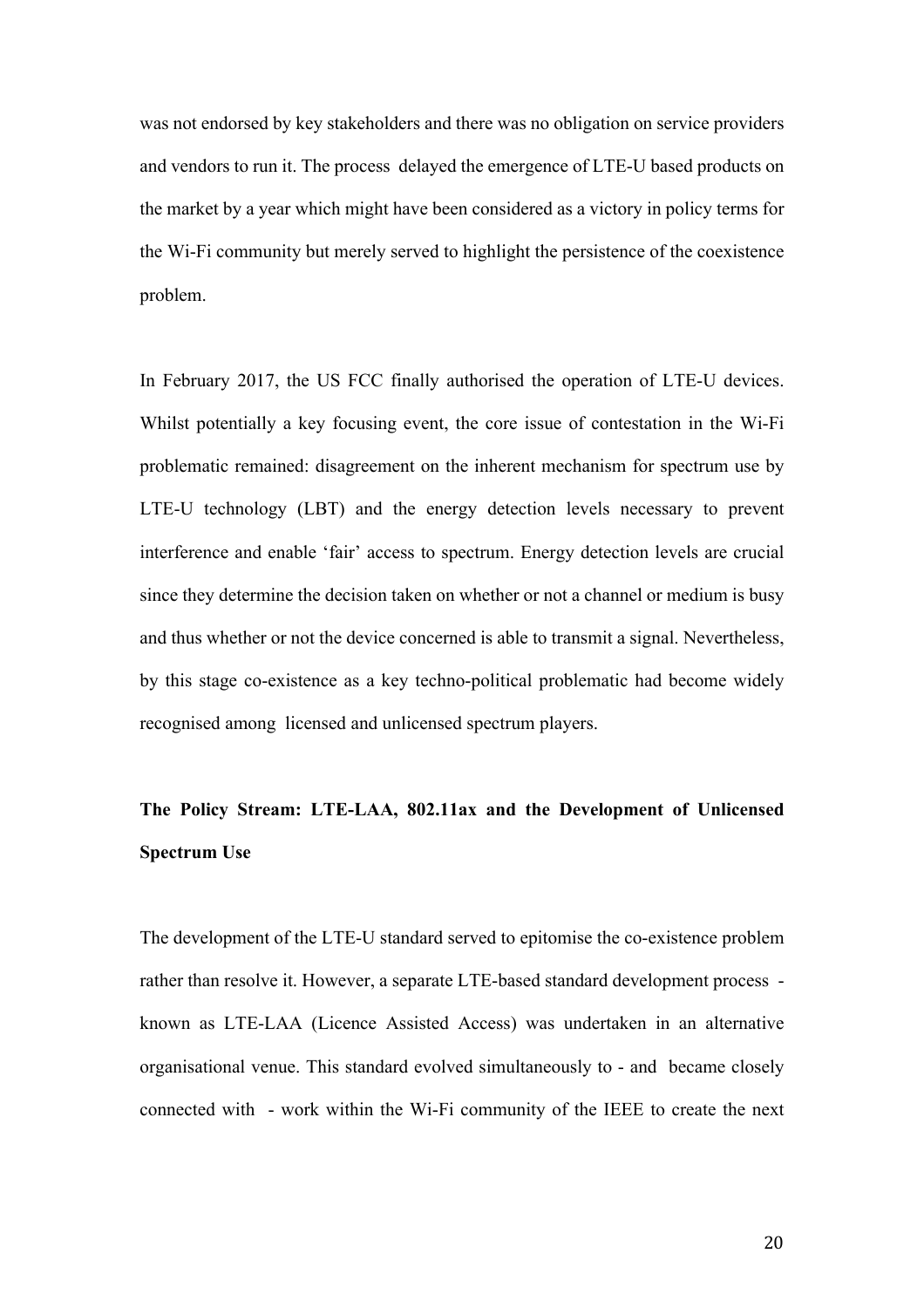was not endorsed by key stakeholders and there was no obligation on service providers and vendors to run it. The process delayed the emergence of LTE-U based products on the market by a year which might have been considered as a victory in policy terms for the Wi-Fi community but merely served to highlight the persistence of the coexistence problem.

In February 2017, the US FCC finally authorised the operation of LTE-U devices. Whilst potentially a key focusing event, the core issue of contestation in the Wi-Fi problematic remained: disagreement on the inherent mechanism for spectrum use by LTE-U technology (LBT) and the energy detection levels necessary to prevent interference and enable 'fair' access to spectrum. Energy detection levels are crucial since they determine the decision taken on whether or not a channel or medium is busy and thus whether or not the device concerned is able to transmit a signal. Nevertheless, by this stage co-existence as a key techno-political problematic had become widely recognised among licensed and unlicensed spectrum players.

**The Policy Stream: LTE-LAA, 802.11ax and the Development of Unlicensed Spectrum Use**

The development of the LTE-U standard served to epitomise the co-existence problem rather than resolve it. However, a separate LTE-based standard development process - known as LTE-LAA (Licence Assisted Access) was undertaken in an alternative organisational venue. This standard evolved simultaneously to - and became closely connected with - work within the Wi-Fi community of the IEEE to create the next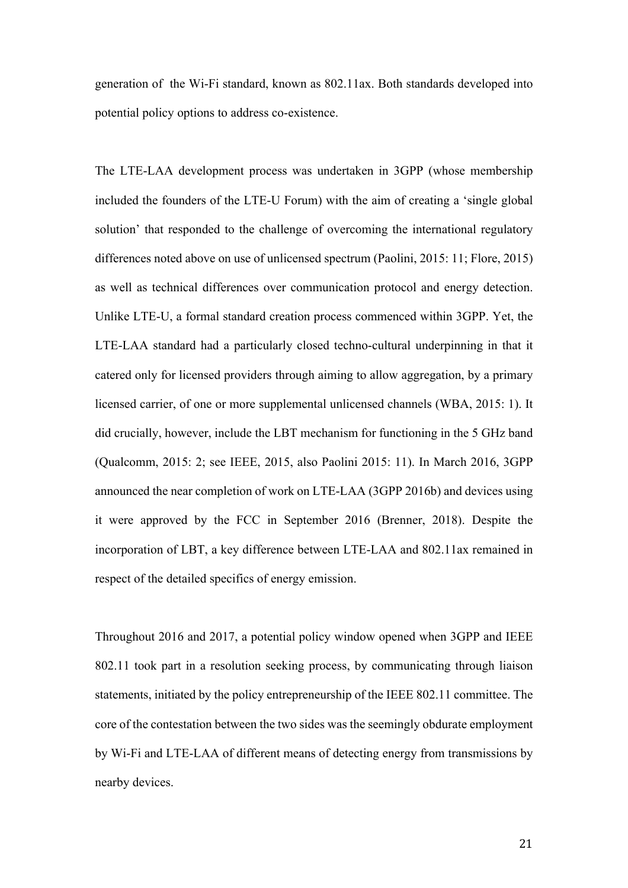generation of the Wi-Fi standard, known as 802.11ax. Both standards developed into potential policy options to address co-existence.

The LTE-LAA development process was undertaken in 3GPP (whose membership included the founders of the LTE-U Forum) with the aim of creating a 'single global solution' that responded to the challenge of overcoming the international regulatory differences noted above on use of unlicensed spectrum (Paolini, 2015: 11; Flore, 2015) as well as technical differences over communication protocol and energy detection. Unlike LTE-U, a formal standard creation process commenced within 3GPP. Yet, the LTE-LAA standard had a particularly closed techno-cultural underpinning in that it catered only for licensed providers through aiming to allow aggregation, by a primary licensed carrier, of one or more supplemental unlicensed channels (WBA, 2015: 1). It did crucially, however, include the LBT mechanism for functioning in the 5 GHz band (Qualcomm, 2015: 2; see IEEE, 2015, also Paolini 2015: 11). In March 2016, 3GPP announced the near completion of work on LTE-LAA (3GPP 2016b) and devices using it were approved by the FCC in September 2016 (Brenner, 2018). Despite the incorporation of LBT, a key difference between LTE-LAA and 802.11ax remained in respect of the detailed specifics of energy emission.

Throughout 2016 and 2017, a potential policy window opened when 3GPP and IEEE 802.11 took part in a resolution seeking process, by communicating through liaison statements, initiated by the policy entrepreneurship of the IEEE 802.11 committee. The core of the contestation between the two sides was the seemingly obdurate employment by Wi-Fi and LTE-LAA of different means of detecting energy from transmissions by nearby devices.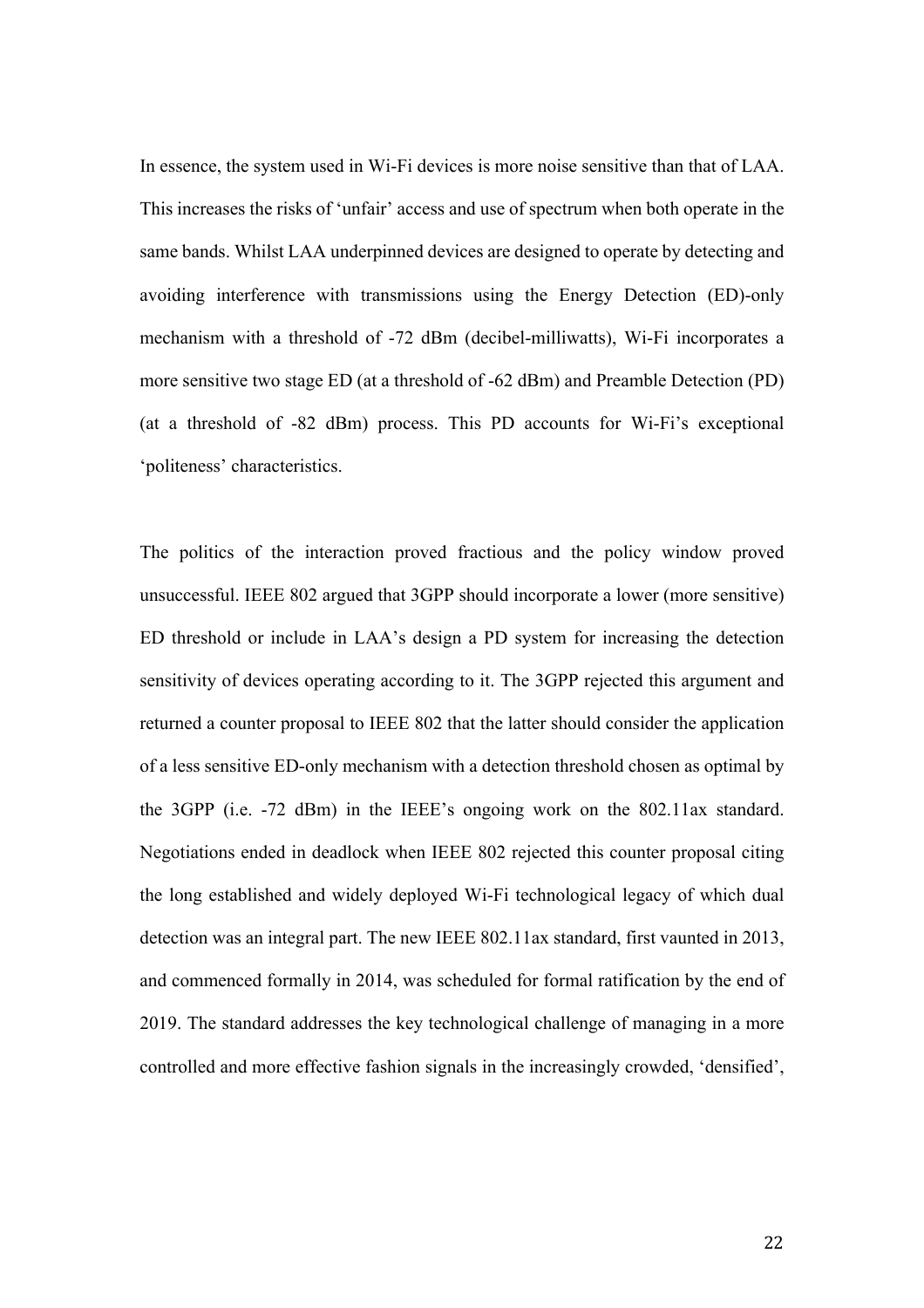In essence, the system used in Wi-Fi devices is more noise sensitive than that of LAA. This increases the risks of 'unfair' access and use of spectrum when both operate in the same bands. Whilst LAA underpinned devices are designed to operate by detecting and avoiding interference with transmissions using the Energy Detection (ED)-only mechanism with a threshold of -72 dBm (decibel-milliwatts), Wi-Fi incorporates a more sensitive two stage ED (at a threshold of -62 dBm) and Preamble Detection (PD) (at a threshold of -82 dBm) process. This PD accounts for Wi-Fi's exceptional 'politeness' characteristics.

The politics of the interaction proved fractious and the policy window proved unsuccessful. IEEE 802 argued that 3GPP should incorporate a lower (more sensitive) ED threshold or include in LAA's design a PD system for increasing the detection sensitivity of devices operating according to it. The 3GPP rejected this argument and returned a counter proposal to IEEE 802 that the latter should consider the application of a less sensitive ED-only mechanism with a detection threshold chosen as optimal by the 3GPP (i.e. -72 dBm) in the IEEE's ongoing work on the 802.11ax standard. Negotiations ended in deadlock when IEEE 802 rejected this counter proposal citing the long established and widely deployed Wi-Fi technological legacy of which dual detection was an integral part. The new IEEE 802.11ax standard, first vaunted in 2013, and commenced formally in 2014, was scheduled for formal ratification by the end of 2019. The standard addresses the key technological challenge of managing in a more controlled and more effective fashion signals in the increasingly crowded, 'densified',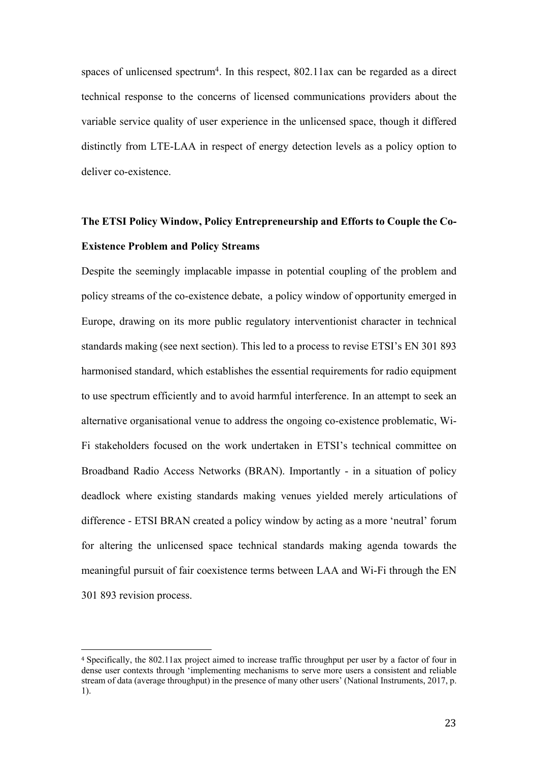spaces of unlicensed spectrum[4]. In this respect, 802.11ax can be regarded as a direct technical response to the concerns of licensed communications providers about the variable service quality of user experience in the unlicensed space, though it differed distinctly from LTE-LAA in respect of energy detection levels as a policy option to deliver co-existence.

## The ETSI Policy Window, Policy Entrepreneurship and Efforts to Couple the Co-Existence Problem and Policy Streams

Despite the seemingly implacable impasse in potential coupling of the problem and policy streams of the co-existence debate, a policy window of opportunity emerged in Europe, drawing on its more public regulatory interventionist character in technical standards making (see next section). This led to a process to revise ETSI's EN 301 893 harmonised standard, which establishes the essential requirements for radio equipment to use spectrum efficiently and to avoid harmful interference. In an attempt to seek an alternative organisational venue to address the ongoing co-existence problematic, Wi-Fi stakeholders focused on the work undertaken in ETSI's technical committee on Broadband Radio Access Networks (BRAN). Importantly - in a situation of policy deadlock where existing standards making venues yielded merely articulations of difference - ETSI BRAN created a policy window by acting as a more 'neutral' forum for altering the unlicensed space technical standards making agenda towards the meaningful pursuit of fair coexistence terms between LAA and Wi-Fi through the EN 301 893 revision process.

[4] Specifically, the 802.11ax project aimed to increase traffic throughput per user by a factor of four in dense user contexts through 'implementing mechanisms to serve more users a consistent and reliable stream of data (average throughput) in the presence of many other users' (National Instruments, 2017, p. 1).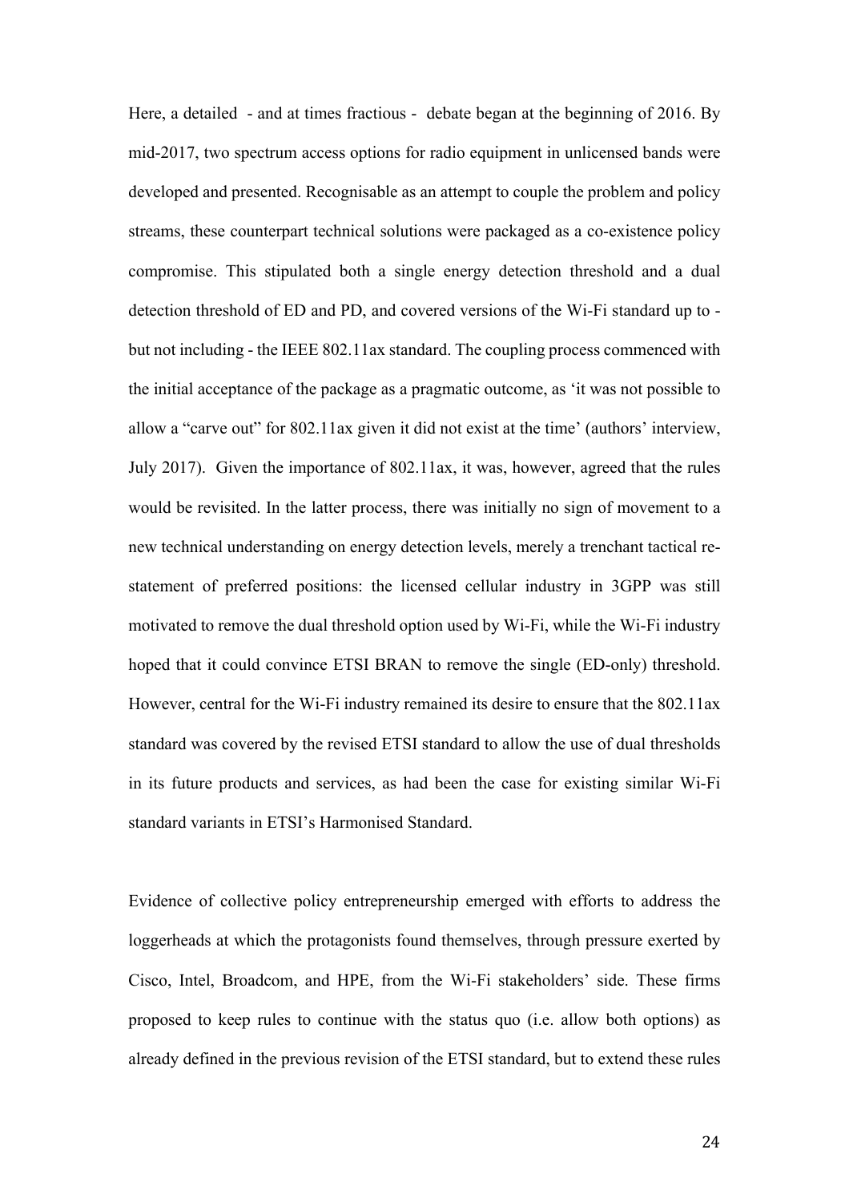Here, a detailed - and at times fractious - debate began at the beginning of 2016. By mid-2017, two spectrum access options for radio equipment in unlicensed bands were developed and presented. Recognisable as an attempt to couple the problem and policy streams, these counterpart technical solutions were packaged as a co-existence policy compromise. This stipulated both a single energy detection threshold and a dual detection threshold of ED and PD, and covered versions of the Wi-Fi standard up to - but not including - the IEEE 802.11ax standard. The coupling process commenced with the initial acceptance of the package as a pragmatic outcome, as 'it was not possible to allow a "carve out" for 802.11ax given it did not exist at the time' (authors' interview, July 2017). Given the importance of 802.11ax, it was, however, agreed that the rules would be revisited. In the latter process, there was initially no sign of movement to a new technical understanding on energy detection levels, merely a trenchant tactical re-statement of preferred positions: the licensed cellular industry in 3GPP was still motivated to remove the dual threshold option used by Wi-Fi, while the Wi-Fi industry hoped that it could convince ETSI BRAN to remove the single (ED-only) threshold. However, central for the Wi-Fi industry remained its desire to ensure that the 802.11ax standard was covered by the revised ETSI standard to allow the use of dual thresholds in its future products and services, as had been the case for existing similar Wi-Fi standard variants in ETSI's Harmonised Standard.

Evidence of collective policy entrepreneurship emerged with efforts to address the loggerheads at which the protagonists found themselves, through pressure exerted by Cisco, Intel, Broadcom, and HPE, from the Wi-Fi stakeholders' side. These firms proposed to keep rules to continue with the status quo (i.e. allow both options) as already defined in the previous revision of the ETSI standard, but to extend these rules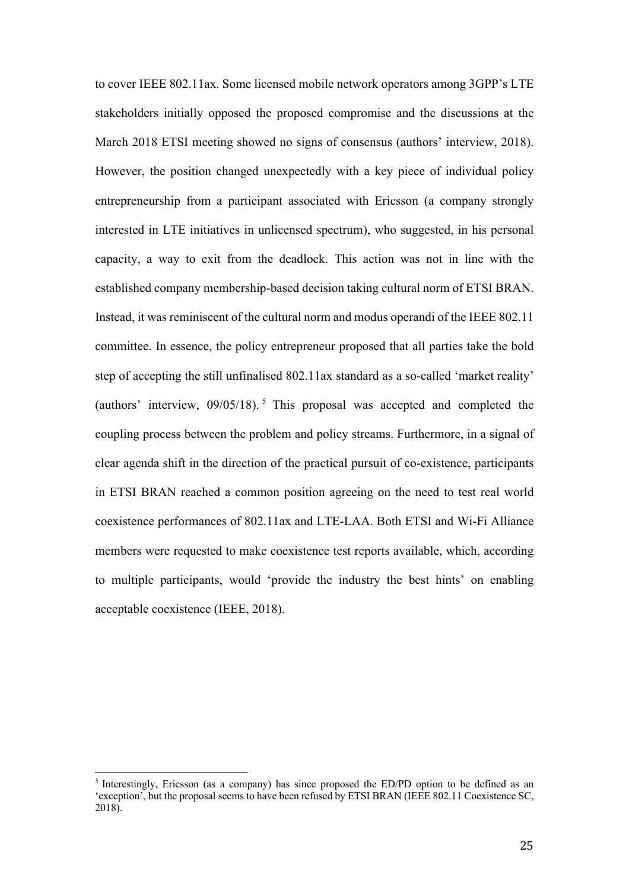to cover IEEE 802.11ax. Some licensed mobile network operators among 3GPP's LTE stakeholders initially opposed the proposed compromise and the discussions at the March 2018 ETSI meeting showed no signs of consensus (authors' interview, 2018). However, the position changed unexpectedly with a key piece of individual policy entrepreneurship from a participant associated with Ericsson (a company strongly interested in LTE initiatives in unlicensed spectrum), who suggested, in his personal capacity, a way to exit from the deadlock. This action was not in line with the established company membership-based decision taking cultural norm of ETSI BRAN. Instead, it was reminiscent of the cultural norm and modus operandi of the IEEE 802.11 committee. In essence, the policy entrepreneur proposed that all parties take the bold step of accepting the still unfinalised 802.11ax standard as a so-called 'market reality' (authors' interview, 09/05/18).[5] This proposal was accepted and completed the coupling process between the problem and policy streams. Furthermore, in a signal of clear agenda shift in the direction of the practical pursuit of co-existence, participants in ETSI BRAN reached a common position agreeing on the need to test real world coexistence performances of 802.11ax and LTE-LAA. Both ETSI and Wi-Fi Alliance members were requested to make coexistence test reports available, which, according to multiple participants, would 'provide the industry the best hints' on enabling acceptable coexistence (IEEE, 2018).

[5] Interestingly, Ericsson (as a company) has since proposed the ED/PD option to be defined as an 'exception', but the proposal seems to have been refused by ETSI BRAN (IEEE 802.11 Coexistence SC, 2018).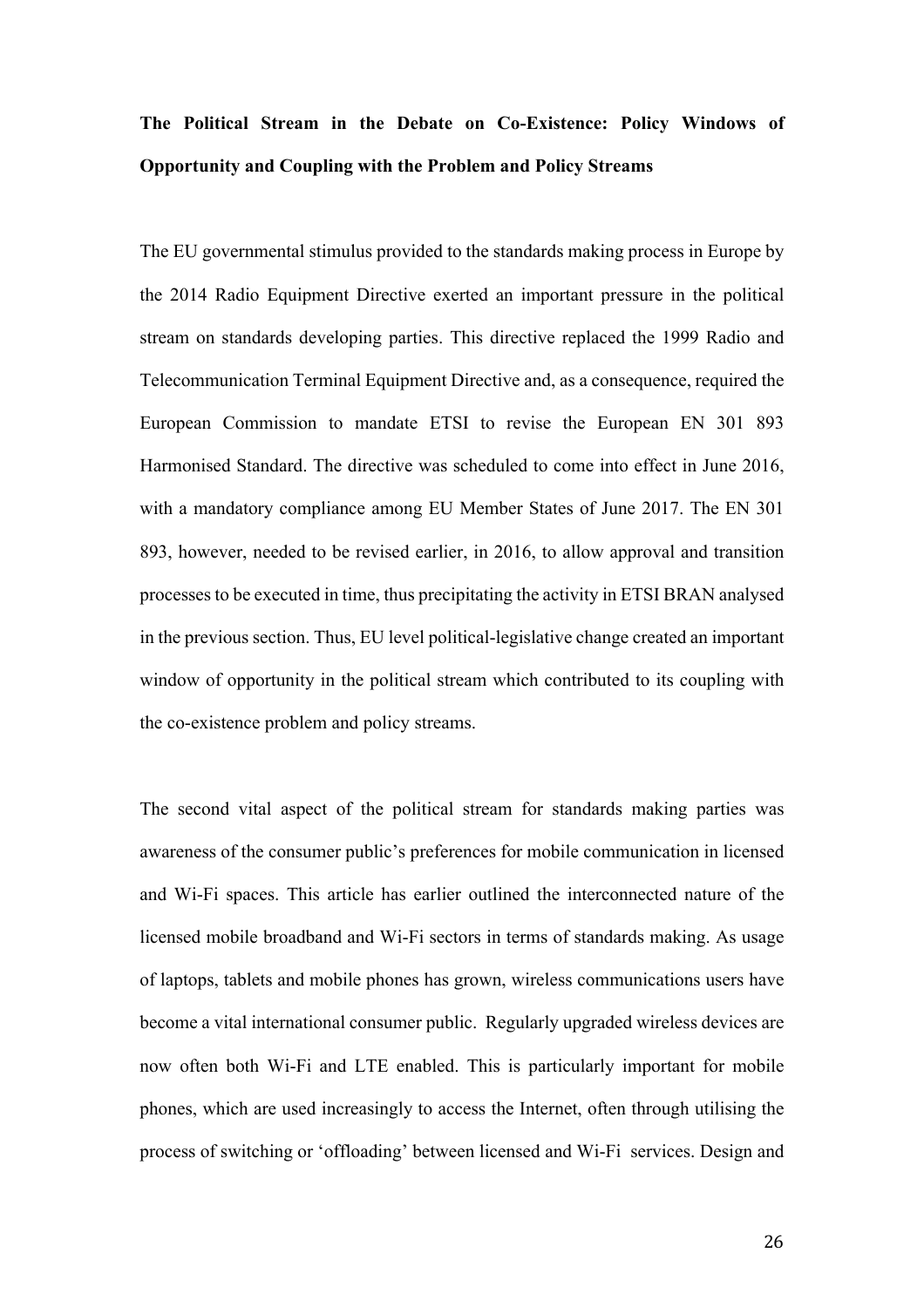**The Political Stream in the Debate on Co-Existence: Policy Windows of Opportunity and Coupling with the Problem and Policy Streams**

The EU governmental stimulus provided to the standards making process in Europe by the 2014 Radio Equipment Directive exerted an important pressure in the political stream on standards developing parties. This directive replaced the 1999 Radio and Telecommunication Terminal Equipment Directive and, as a consequence, required the European Commission to mandate ETSI to revise the European EN 301 893 Harmonised Standard. The directive was scheduled to come into effect in June 2016, with a mandatory compliance among EU Member States of June 2017. The EN 301 893, however, needed to be revised earlier, in 2016, to allow approval and transition processes to be executed in time, thus precipitating the activity in ETSI BRAN analysed in the previous section. Thus, EU level political-legislative change created an important window of opportunity in the political stream which contributed to its coupling with the co-existence problem and policy streams.

The second vital aspect of the political stream for standards making parties was awareness of the consumer public's preferences for mobile communication in licensed and Wi-Fi spaces. This article has earlier outlined the interconnected nature of the licensed mobile broadband and Wi-Fi sectors in terms of standards making. As usage of laptops, tablets and mobile phones has grown, wireless communications users have become a vital international consumer public. Regularly upgraded wireless devices are now often both Wi-Fi and LTE enabled. This is particularly important for mobile phones, which are used increasingly to access the Internet, often through utilising the process of switching or 'offloading' between licensed and Wi-Fi services. Design and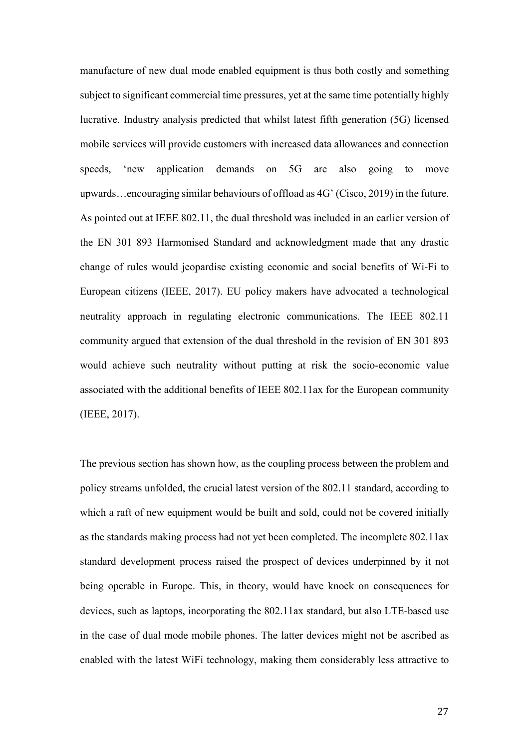manufacture of new dual mode enabled equipment is thus both costly and something subject to significant commercial time pressures, yet at the same time potentially highly lucrative. Industry analysis predicted that whilst latest fifth generation (5G) licensed mobile services will provide customers with increased data allowances and connection speeds, 'new application demands on 5G are also going to move upwards…encouraging similar behaviours of offload as 4G' (Cisco, 2019) in the future. As pointed out at IEEE 802.11, the dual threshold was included in an earlier version of the EN 301 893 Harmonised Standard and acknowledgment made that any drastic change of rules would jeopardise existing economic and social benefits of Wi-Fi to European citizens (IEEE, 2017). EU policy makers have advocated a technological neutrality approach in regulating electronic communications. The IEEE 802.11 community argued that extension of the dual threshold in the revision of EN 301 893 would achieve such neutrality without putting at risk the socio-economic value associated with the additional benefits of IEEE 802.11ax for the European community (IEEE, 2017).

The previous section has shown how, as the coupling process between the problem and policy streams unfolded, the crucial latest version of the 802.11 standard, according to which a raft of new equipment would be built and sold, could not be covered initially as the standards making process had not yet been completed. The incomplete 802.11ax standard development process raised the prospect of devices underpinned by it not being operable in Europe. This, in theory, would have knock on consequences for devices, such as laptops, incorporating the 802.11ax standard, but also LTE-based use in the case of dual mode mobile phones. The latter devices might not be ascribed as enabled with the latest WiFi technology, making them considerably less attractive to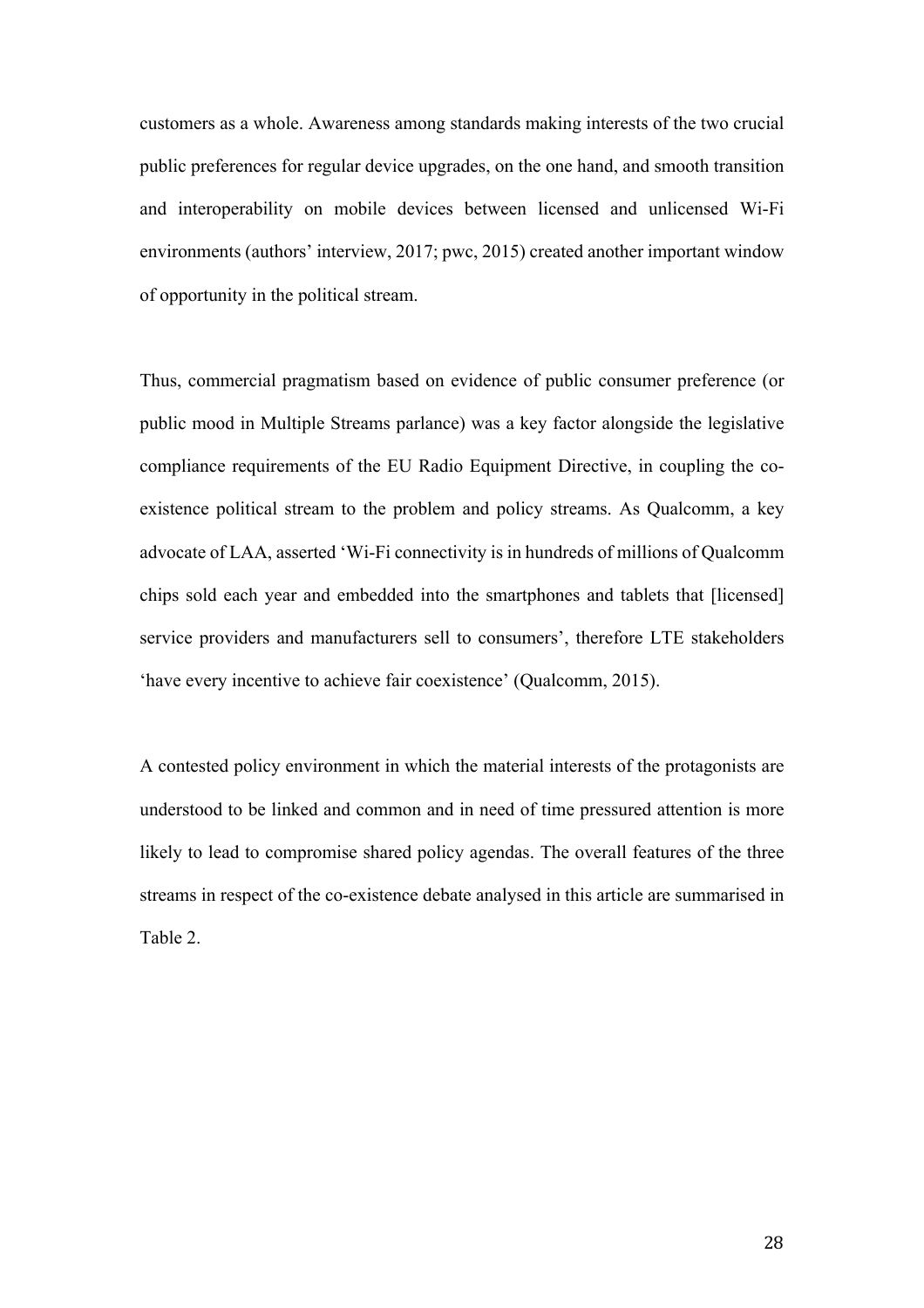customers as a whole. Awareness among standards making interests of the two crucial public preferences for regular device upgrades, on the one hand, and smooth transition and interoperability on mobile devices between licensed and unlicensed Wi-Fi environments (authors' interview, 2017; pwc, 2015) created another important window of opportunity in the political stream.

Thus, commercial pragmatism based on evidence of public consumer preference (or public mood in Multiple Streams parlance) was a key factor alongside the legislative compliance requirements of the EU Radio Equipment Directive, in coupling the co-existence political stream to the problem and policy streams. As Qualcomm, a key advocate of LAA, asserted 'Wi-Fi connectivity is in hundreds of millions of Qualcomm chips sold each year and embedded into the smartphones and tablets that [licensed] service providers and manufacturers sell to consumers', therefore LTE stakeholders 'have every incentive to achieve fair coexistence' (Qualcomm, 2015).

A contested policy environment in which the material interests of the protagonists are understood to be linked and common and in need of time pressured attention is more likely to lead to compromise shared policy agendas. The overall features of the three streams in respect of the co-existence debate analysed in this article are summarised in Table 2.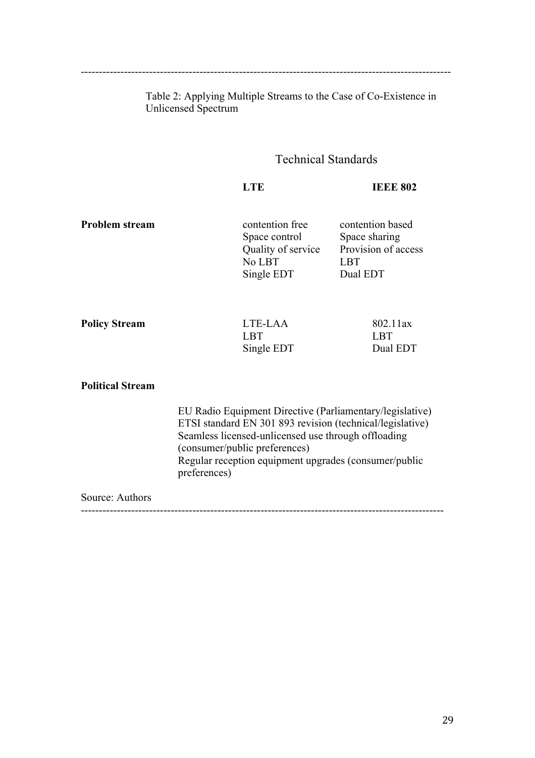Table 2: Applying Multiple Streams to the Case of Co-Existence in Unlicensed Spectrum

| | Technical Standards | |
|---|---|---|
| | **LTE** | **IEEE 802** |
| **Problem stream** | contention free<br>Space control<br>Quality of service<br>No LBT<br>Single EDT | contention based<br>Space sharing<br>Provision of access<br>LBT<br>Dual EDT |
| **Policy Stream** | LTE-LAA<br>LBT<br>Single EDT | 802.11ax<br>LBT<br>Dual EDT |
| **Political Stream** | EU Radio Equipment Directive (Parliamentary/legislative)<br>ETSI standard EN 301 893 revision (technical/legislative)<br>Seamless licensed-unlicensed use through offloading (consumer/public preferences)<br>Regular reception equipment upgrades (consumer/public preferences) | |

Source: Authors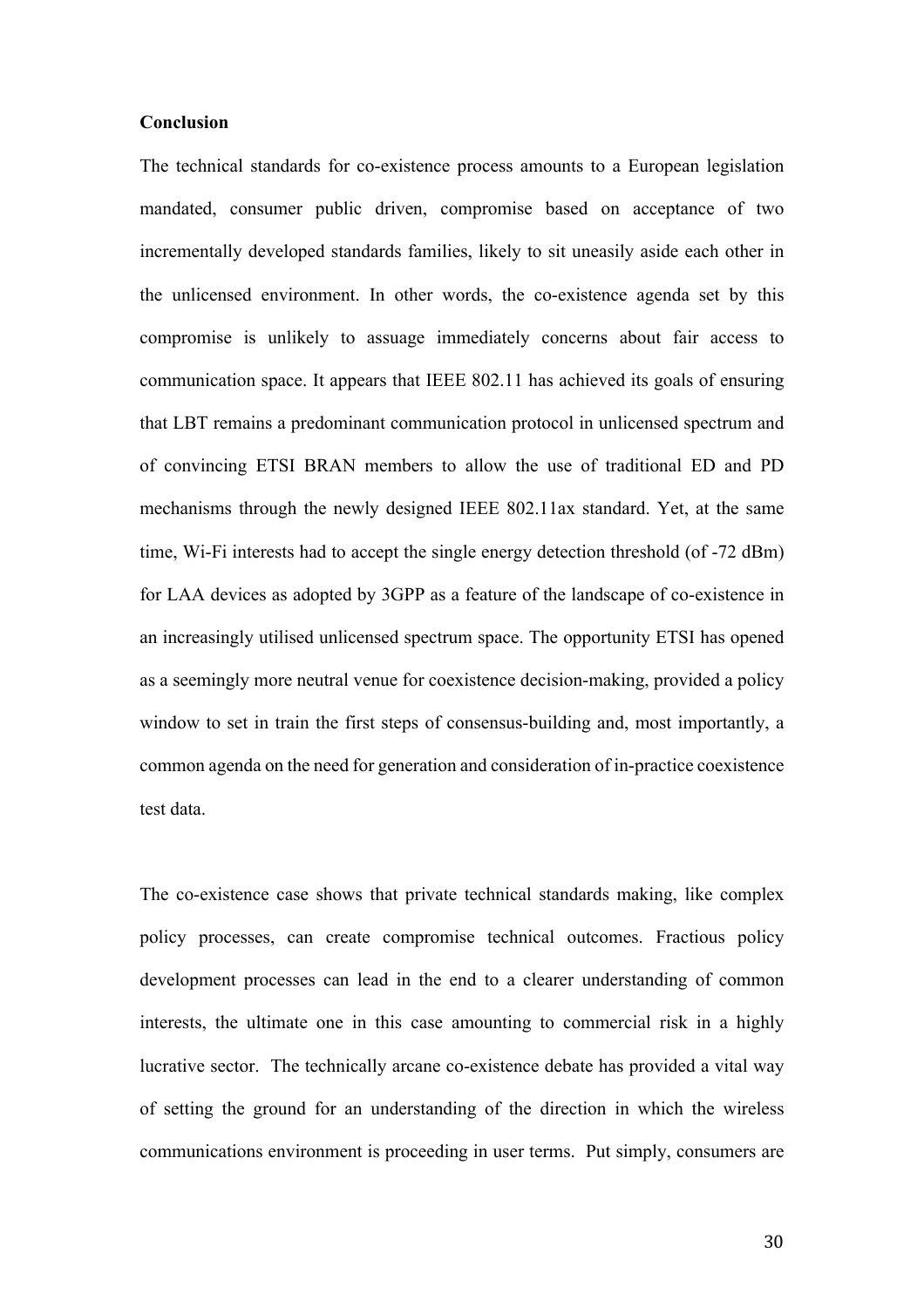**Conclusion**

The technical standards for co-existence process amounts to a European legislation mandated, consumer public driven, compromise based on acceptance of two incrementally developed standards families, likely to sit uneasily aside each other in the unlicensed environment. In other words, the co-existence agenda set by this compromise is unlikely to assuage immediately concerns about fair access to communication space. It appears that IEEE 802.11 has achieved its goals of ensuring that LBT remains a predominant communication protocol in unlicensed spectrum and of convincing ETSI BRAN members to allow the use of traditional ED and PD mechanisms through the newly designed IEEE 802.11ax standard. Yet, at the same time, Wi-Fi interests had to accept the single energy detection threshold (of -72 dBm) for LAA devices as adopted by 3GPP as a feature of the landscape of co-existence in an increasingly utilised unlicensed spectrum space. The opportunity ETSI has opened as a seemingly more neutral venue for coexistence decision-making, provided a policy window to set in train the first steps of consensus-building and, most importantly, a common agenda on the need for generation and consideration of in-practice coexistence test data.

The co-existence case shows that private technical standards making, like complex policy processes, can create compromise technical outcomes. Fractious policy development processes can lead in the end to a clearer understanding of common interests, the ultimate one in this case amounting to commercial risk in a highly lucrative sector. The technically arcane co-existence debate has provided a vital way of setting the ground for an understanding of the direction in which the wireless communications environment is proceeding in user terms. Put simply, consumers are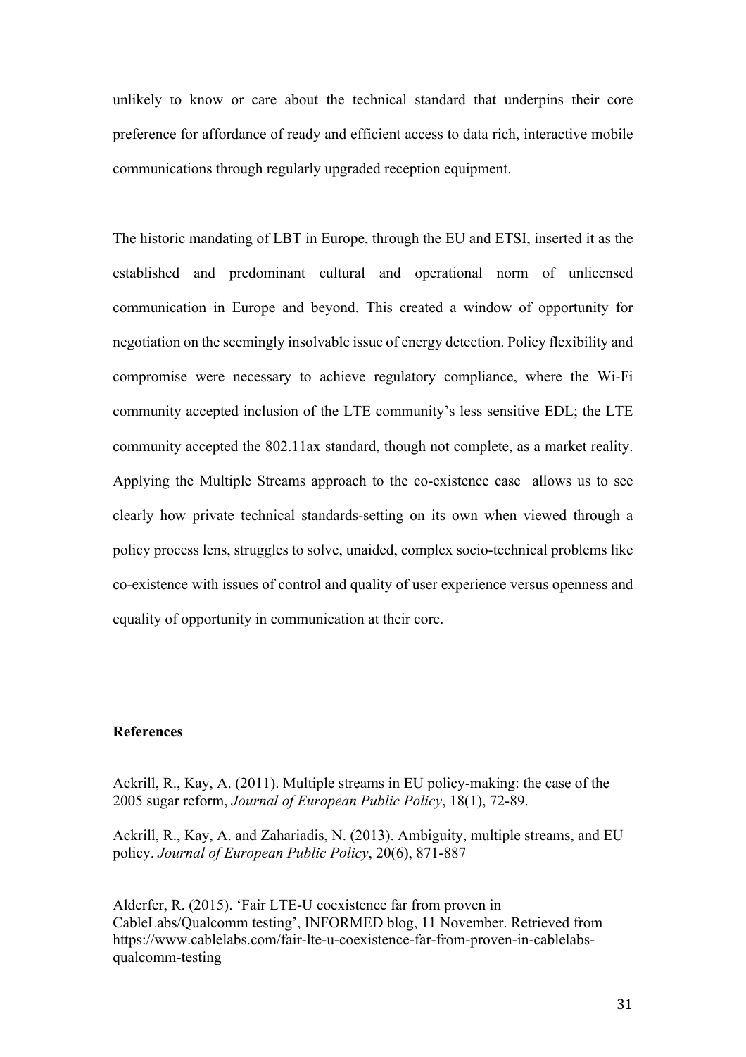unlikely to know or care about the technical standard that underpins their core preference for affordance of ready and efficient access to data rich, interactive mobile communications through regularly upgraded reception equipment.

The historic mandating of LBT in Europe, through the EU and ETSI, inserted it as the established and predominant cultural and operational norm of unlicensed communication in Europe and beyond. This created a window of opportunity for negotiation on the seemingly insolvable issue of energy detection. Policy flexibility and compromise were necessary to achieve regulatory compliance, where the Wi-Fi community accepted inclusion of the LTE community's less sensitive EDL; the LTE community accepted the 802.11ax standard, though not complete, as a market reality. Applying the Multiple Streams approach to the co-existence case allows us to see clearly how private technical standards-setting on its own when viewed through a policy process lens, struggles to solve, unaided, complex socio-technical problems like co-existence with issues of control and quality of user experience versus openness and equality of opportunity in communication at their core.

**References**

Ackrill, R., Kay, A. (2011). Multiple streams in EU policy-making: the case of the 2005 sugar reform, *Journal of European Public Policy*, 18(1), 72-89.

Ackrill, R., Kay, A. and Zahariadis, N. (2013). Ambiguity, multiple streams, and EU policy. *Journal of European Public Policy*, 20(6), 871-887

Alderfer, R. (2015). 'Fair LTE-U coexistence far from proven in CableLabs/Qualcomm testing', INFORMED blog, 11 November. Retrieved from https://www.cablelabs.com/fair-lte-u-coexistence-far-from-proven-in-cablelabs-qualcomm-testing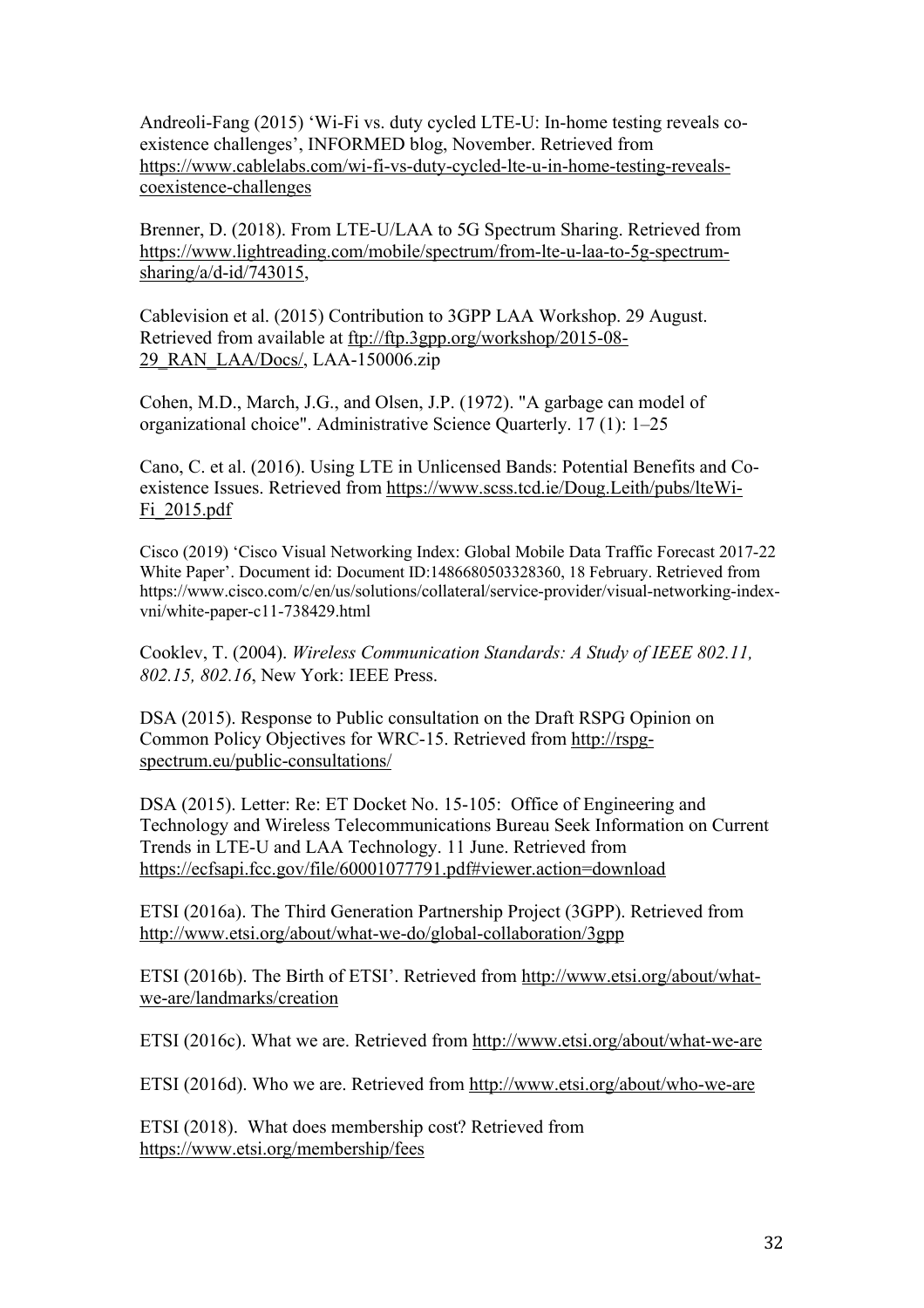Andreoli-Fang (2015) ‘Wi-Fi vs. duty cycled LTE-U: In-home testing reveals co-existence challenges’, INFORMED blog, November. Retrieved from https://www.cablelabs.com/wi-fi-vs-duty-cycled-lte-u-in-home-testing-reveals-coexistence-challenges

Brenner, D. (2018). From LTE-U/LAA to 5G Spectrum Sharing. Retrieved from https://www.lightreading.com/mobile/spectrum/from-lte-u-laa-to-5g-spectrum-sharing/a/d-id/743015,

Cablevision et al. (2015) Contribution to 3GPP LAA Workshop. 29 August. Retrieved from available at ftp://ftp.3gpp.org/workshop/2015-08-29_RAN_LAA/Docs/, LAA-150006.zip

Cohen, M.D., March, J.G., and Olsen, J.P. (1972). "A garbage can model of organizational choice". Administrative Science Quarterly. 17 (1): 1–25

Cano, C. et al. (2016). Using LTE in Unlicensed Bands: Potential Benefits and Co-existence Issues. Retrieved from https://www.scss.tcd.ie/Doug.Leith/pubs/lteWi-Fi_2015.pdf

Cisco (2019) ‘Cisco Visual Networking Index: Global Mobile Data Traffic Forecast 2017-22 White Paper’. Document id: Document ID:1486680503328360, 18 February. Retrieved from https://www.cisco.com/c/en/us/solutions/collateral/service-provider/visual-networking-index-vni/white-paper-c11-738429.html

Cooklev, T. (2004). *Wireless Communication Standards: A Study of IEEE 802.11, 802.15, 802.16*, New York: IEEE Press.

DSA (2015). Response to Public consultation on the Draft RSPG Opinion on Common Policy Objectives for WRC-15. Retrieved from http://rspg-spectrum.eu/public-consultations/

DSA (2015). Letter: Re: ET Docket No. 15-105: Office of Engineering and Technology and Wireless Telecommunications Bureau Seek Information on Current Trends in LTE-U and LAA Technology. 11 June. Retrieved from https://ecfsapi.fcc.gov/file/60001077791.pdf#viewer.action=download

ETSI (2016a). The Third Generation Partnership Project (3GPP). Retrieved from http://www.etsi.org/about/what-we-do/global-collaboration/3gpp

ETSI (2016b). The Birth of ETSI’. Retrieved from http://www.etsi.org/about/what-we-are/landmarks/creation

ETSI (2016c). What we are. Retrieved from http://www.etsi.org/about/what-we-are

ETSI (2016d). Who we are. Retrieved from http://www.etsi.org/about/who-we-are

ETSI (2018). What does membership cost? Retrieved from https://www.etsi.org/membership/fees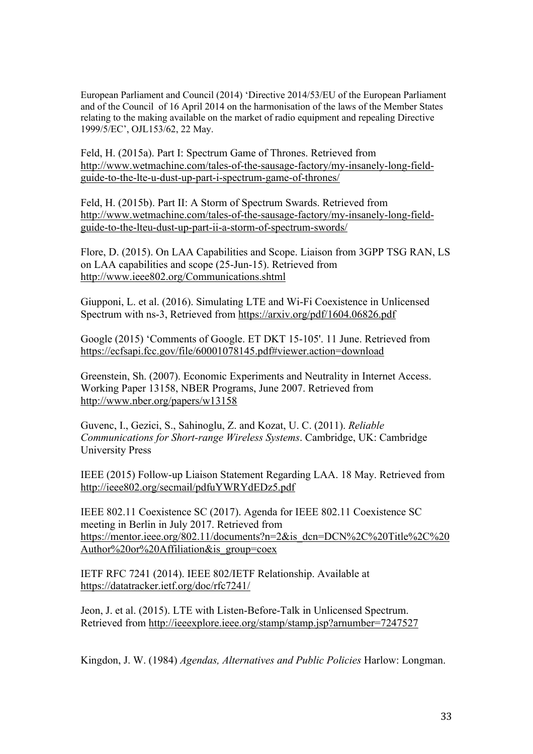European Parliament and Council (2014) 'Directive 2014/53/EU of the European Parliament and of the Council of 16 April 2014 on the harmonisation of the laws of the Member States relating to the making available on the market of radio equipment and repealing Directive 1999/5/EC', OJL153/62, 22 May.

Feld, H. (2015a). Part I: Spectrum Game of Thrones. Retrieved from http://www.wetmachine.com/tales-of-the-sausage-factory/my-insanely-long-field-guide-to-the-lte-u-dust-up-part-i-spectrum-game-of-thrones/

Feld, H. (2015b). Part II: A Storm of Spectrum Swards. Retrieved from http://www.wetmachine.com/tales-of-the-sausage-factory/my-insanely-long-field-guide-to-the-lteu-dust-up-part-ii-a-storm-of-spectrum-swords/

Flore, D. (2015). On LAA Capabilities and Scope. Liaison from 3GPP TSG RAN, LS on LAA capabilities and scope (25-Jun-15). Retrieved from http://www.ieee802.org/Communications.shtml

Giupponi, L. et al. (2016). Simulating LTE and Wi-Fi Coexistence in Unlicensed Spectrum with ns-3, Retrieved from https://arxiv.org/pdf/1604.06826.pdf

Google (2015) 'Comments of Google. ET DKT 15-105'. 11 June. Retrieved from https://ecfsapi.fcc.gov/file/60001078145.pdf#viewer.action=download

Greenstein, Sh. (2007). Economic Experiments and Neutrality in Internet Access. Working Paper 13158, NBER Programs, June 2007. Retrieved from http://www.nber.org/papers/w13158

Guvenc, I., Gezici, S., Sahinoglu, Z. and Kozat, U. C. (2011). *Reliable Communications for Short-range Wireless Systems*. Cambridge, UK: Cambridge University Press

IEEE (2015) Follow-up Liaison Statement Regarding LAA. 18 May. Retrieved from http://ieee802.org/secmail/pdfuYWRYdEDz5.pdf

IEEE 802.11 Coexistence SC (2017). Agenda for IEEE 802.11 Coexistence SC meeting in Berlin in July 2017. Retrieved from https://mentor.ieee.org/802.11/documents?n=2&is_dcn=DCN%2C%20Title%2C%20Author%20or%20Affiliation&is_group=coex

IETF RFC 7241 (2014). IEEE 802/IETF Relationship. Available at https://datatracker.ietf.org/doc/rfc7241/

Jeon, J. et al. (2015). LTE with Listen-Before-Talk in Unlicensed Spectrum. Retrieved from http://ieeexplore.ieee.org/stamp/stamp.jsp?arnumber=7247527

Kingdon, J. W. (1984) *Agendas, Alternatives and Public Policies* Harlow: Longman.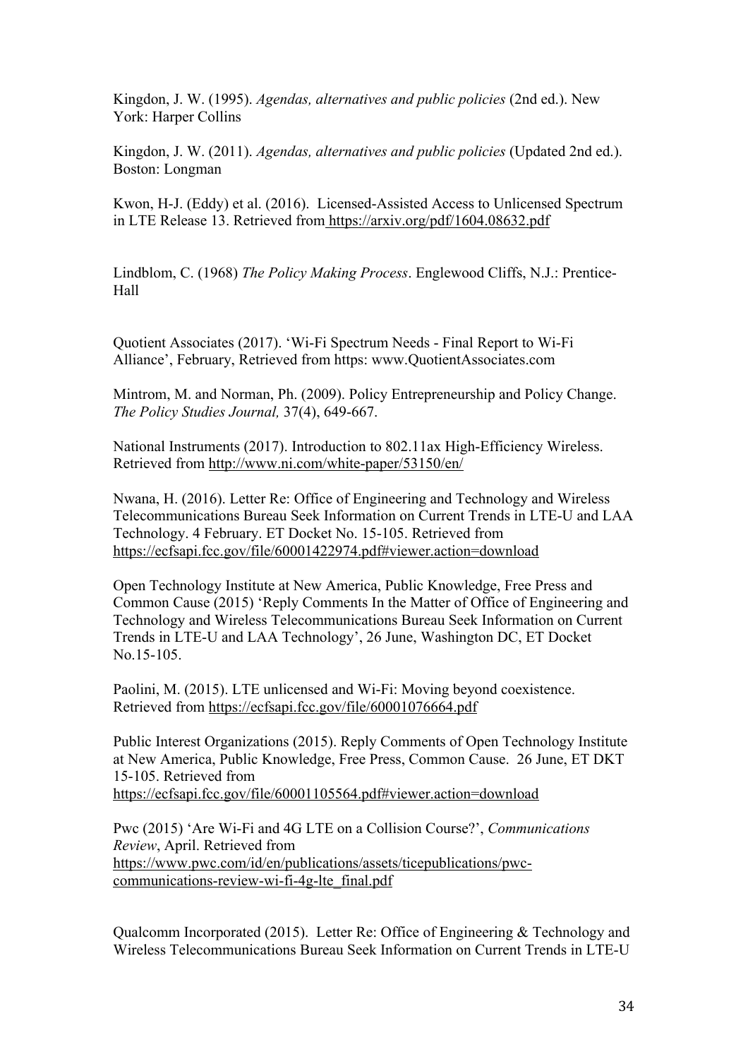Kingdon, J. W. (1995). *Agendas, alternatives and public policies* (2nd ed.). New York: Harper Collins

Kingdon, J. W. (2011). *Agendas, alternatives and public policies* (Updated 2nd ed.). Boston: Longman

Kwon, H-J. (Eddy) et al. (2016). Licensed-Assisted Access to Unlicensed Spectrum in LTE Release 13. Retrieved from https://arxiv.org/pdf/1604.08632.pdf

Lindblom, C. (1968) *The Policy Making Process*. Englewood Cliffs, N.J.: Prentice-Hall

Quotient Associates (2017). 'Wi-Fi Spectrum Needs - Final Report to Wi-Fi Alliance', February, Retrieved from https: www.QuotientAssociates.com

Mintrom, M. and Norman, Ph. (2009). Policy Entrepreneurship and Policy Change. *The Policy Studies Journal,* 37(4), 649-667.

National Instruments (2017). Introduction to 802.11ax High-Efficiency Wireless. Retrieved from http://www.ni.com/white-paper/53150/en/

Nwana, H. (2016). Letter Re: Office of Engineering and Technology and Wireless Telecommunications Bureau Seek Information on Current Trends in LTE-U and LAA Technology. 4 February. ET Docket No. 15-105. Retrieved from https://ecfsapi.fcc.gov/file/60001422974.pdf#viewer.action=download

Open Technology Institute at New America, Public Knowledge, Free Press and Common Cause (2015) 'Reply Comments In the Matter of Office of Engineering and Technology and Wireless Telecommunications Bureau Seek Information on Current Trends in LTE-U and LAA Technology', 26 June, Washington DC, ET Docket No.15-105.

Paolini, M. (2015). LTE unlicensed and Wi-Fi: Moving beyond coexistence. Retrieved from https://ecfsapi.fcc.gov/file/60001076664.pdf

Public Interest Organizations (2015). Reply Comments of Open Technology Institute at New America, Public Knowledge, Free Press, Common Cause. 26 June, ET DKT 15-105. Retrieved from https://ecfsapi.fcc.gov/file/60001105564.pdf#viewer.action=download

Pwc (2015) 'Are Wi-Fi and 4G LTE on a Collision Course?', *Communications Review*, April. Retrieved from https://www.pwc.com/id/en/publications/assets/ticepublications/pwc-communications-review-wi-fi-4g-lte_final.pdf

Qualcomm Incorporated (2015). Letter Re: Office of Engineering & Technology and Wireless Telecommunications Bureau Seek Information on Current Trends in LTE-U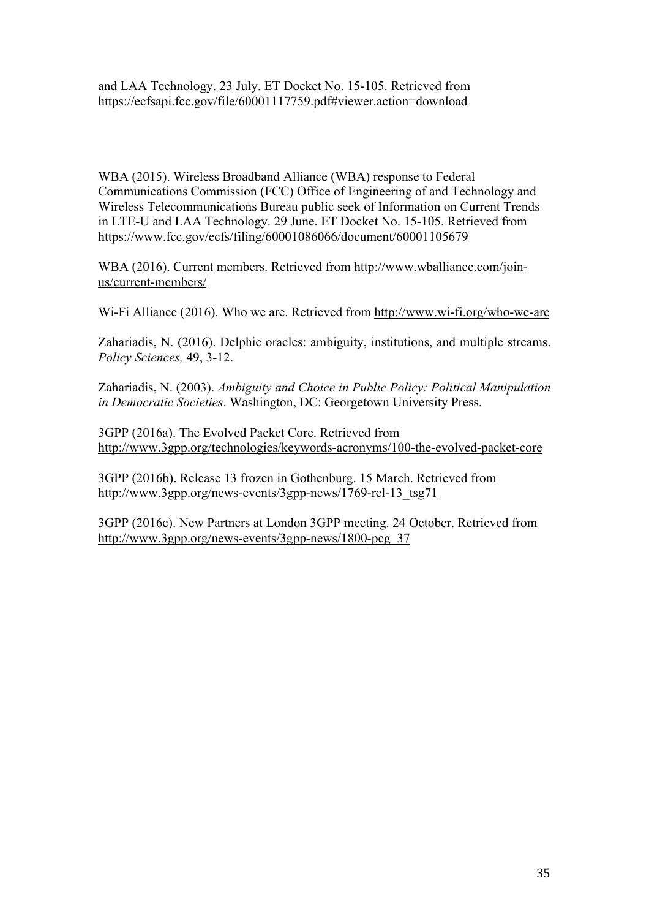and LAA Technology. 23 July. ET Docket No. 15-105. Retrieved from https://ecfsapi.fcc.gov/file/60001117759.pdf#viewer.action=download

WBA (2015). Wireless Broadband Alliance (WBA) response to Federal Communications Commission (FCC) Office of Engineering of and Technology and Wireless Telecommunications Bureau public seek of Information on Current Trends in LTE-U and LAA Technology. 29 June. ET Docket No. 15-105. Retrieved from https://www.fcc.gov/ecfs/filing/60001086066/document/60001105679

WBA (2016). Current members. Retrieved from http://www.wballiance.com/join-us/current-members/

Wi-Fi Alliance (2016). Who we are. Retrieved from http://www.wi-fi.org/who-we-are

Zahariadis, N. (2016). Delphic oracles: ambiguity, institutions, and multiple streams. *Policy Sciences,* 49, 3-12.

Zahariadis, N. (2003). *Ambiguity and Choice in Public Policy: Political Manipulation in Democratic Societies*. Washington, DC: Georgetown University Press.

3GPP (2016a). The Evolved Packet Core. Retrieved from http://www.3gpp.org/technologies/keywords-acronyms/100-the-evolved-packet-core

3GPP (2016b). Release 13 frozen in Gothenburg. 15 March. Retrieved from http://www.3gpp.org/news-events/3gpp-news/1769-rel-13_tsg71

3GPP (2016c). New Partners at London 3GPP meeting. 24 October. Retrieved from http://www.3gpp.org/news-events/3gpp-news/1800-pcg_37